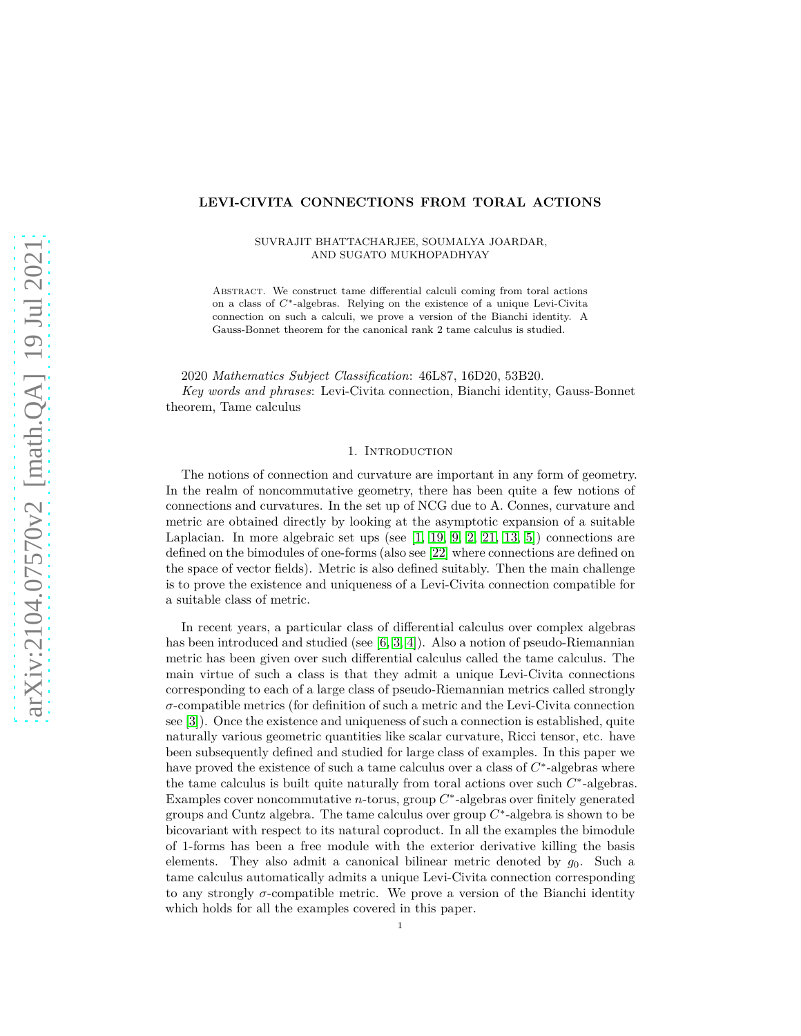# LEVI-CIVITA CONNECTIONS FROM TORAL ACTIONS

SUVRAJIT BHATTACHARJEE, SOUMALYA JOARDAR, AND SUGATO MUKHOPADHYAY

Abstract. We construct tame differential calculi coming from toral actions on a class of $C^*$-algebras. Relying on the existence of a unique Levi-Civita connection on such a calculi, we prove a version of the Bianchi identity. A Gauss-Bonnet theorem for the canonical rank 2 tame calculus is studied.

2020 *Mathematics Subject Classification*: 46L87, 16D20, 53B20.
*Key words and phrases*: Levi-Civita connection, Bianchi identity, Gauss-Bonnet theorem, Tame calculus

## 1. Introduction

The notions of connection and curvature are important in any form of geometry. In the realm of noncommutative geometry, there has been quite a few notions of connections and curvatures. In the set up of NCG due to A. Connes, curvature and metric are obtained directly by looking at the asymptotic expansion of a suitable Laplacian. In more algebraic set ups (see [1, 19, 9, 2, 21, 13, 5]) connections are defined on the bimodules of one-forms (also see [22] where connections are defined on the space of vector fields). Metric is also defined suitably. Then the main challenge is to prove the existence and uniqueness of a Levi-Civita connection compatible for a suitable class of metric.

In recent years, a particular class of differential calculus over complex algebras has been introduced and studied (see [6, 3, 4]). Also a notion of pseudo-Riemannian metric has been given over such differential calculus called the tame calculus. The main virtue of such a class is that they admit a unique Levi-Civita connections corresponding to each of a large class of pseudo-Riemannian metrics called strongly $\sigma$-compatible metrics (for definition of such a metric and the Levi-Civita connection see [3]). Once the existence and uniqueness of such a connection is established, quite naturally various geometric quantities like scalar curvature, Ricci tensor, etc. have been subsequently defined and studied for large class of examples. In this paper we have proved the existence of such a tame calculus over a class of $C^*$-algebras where the tame calculus is built quite naturally from toral actions over such $C^*$-algebras. Examples cover noncommutative $n$-torus, group $C^*$-algebras over finitely generated groups and Cuntz algebra. The tame calculus over group $C^*$-algebra is shown to be bicovariant with respect to its natural coproduct. In all the examples the bimodule of 1-forms has been a free module with the exterior derivative killing the basis elements. They also admit a canonical bilinear metric denoted by $g_0$. Such a tame calculus automatically admits a unique Levi-Civita connection corresponding to any strongly $\sigma$-compatible metric. We prove a version of the Bianchi identity which holds for all the examples covered in this paper.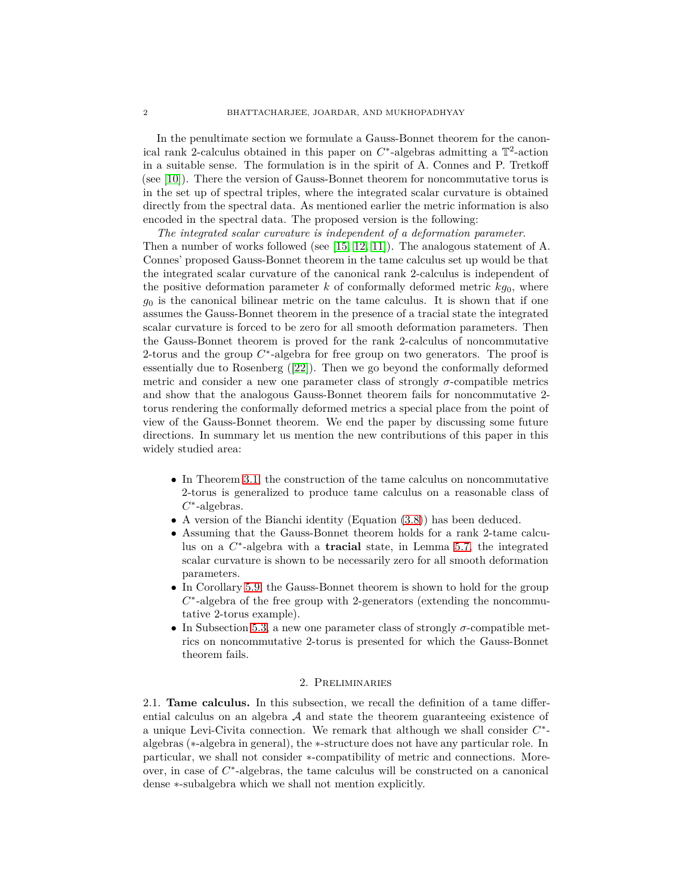In the penultimate section we formulate a Gauss-Bonnet theorem for the canonical rank 2-calculus obtained in this paper on $C^*$-algebras admitting a $\mathbb{T}^2$-action in a suitable sense. The formulation is in the spirit of A. Connes and P. Tretkoff (see [10]). There the version of Gauss-Bonnet theorem for noncommutative torus is in the set up of spectral triples, where the integrated scalar curvature is obtained directly from the spectral data. As mentioned earlier the metric information is also encoded in the spectral data. The proposed version is the following:

*The integrated scalar curvature is independent of a deformation parameter.*

Then a number of works followed (see [15, 12, 11]). The analogous statement of A. Connes' proposed Gauss-Bonnet theorem in the tame calculus set up would be that the integrated scalar curvature of the canonical rank 2-calculus is independent of the positive deformation parameter $k$ of conformally deformed metric $kg_0$, where $g_0$ is the canonical bilinear metric on the tame calculus. It is shown that if one assumes the Gauss-Bonnet theorem in the presence of a tracial state the integrated scalar curvature is forced to be zero for all smooth deformation parameters. Then the Gauss-Bonnet theorem is proved for the rank 2-calculus of noncommutative 2-torus and the group $C^*$-algebra for free group on two generators. The proof is essentially due to Rosenberg ([22]). Then we go beyond the conformally deformed metric and consider a new one parameter class of strongly $\sigma$-compatible metrics and show that the analogous Gauss-Bonnet theorem fails for noncommutative 2-torus rendering the conformally deformed metrics a special place from the point of view of the Gauss-Bonnet theorem. We end the paper by discussing some future directions. In summary let us mention the new contributions of this paper in this widely studied area:

- In Theorem 3.1 the construction of the tame calculus on noncommutative 2-torus is generalized to produce tame calculus on a reasonable class of $C^*$-algebras.
- A version of the Bianchi identity (Equation (3.8)) has been deduced.
- Assuming that the Gauss-Bonnet theorem holds for a rank 2-tame calculus on a $C^*$-algebra with a **tracial** state, in Lemma 5.7, the integrated scalar curvature is shown to be necessarily zero for all smooth deformation parameters.
- In Corollary 5.9, the Gauss-Bonnet theorem is shown to hold for the group $C^*$-algebra of the free group with 2-generators (extending the noncommutative 2-torus example).
- In Subsection 5.3, a new one parameter class of strongly $\sigma$-compatible metrics on noncommutative 2-torus is presented for which the Gauss-Bonnet theorem fails.

## 2. Preliminaries

2.1. **Tame calculus.** In this subsection, we recall the definition of a tame differential calculus on an algebra $\mathcal{A}$ and state the theorem guaranteeing existence of a unique Levi-Civita connection. We remark that although we shall consider $C^*$-algebras ($*$-algebra in general), the $*$-structure does not have any particular role. In particular, we shall not consider $*$-compatibility of metric and connections. Moreover, in case of $C^*$-algebras, the tame calculus will be constructed on a canonical dense $*$-subalgebra which we shall not mention explicitly.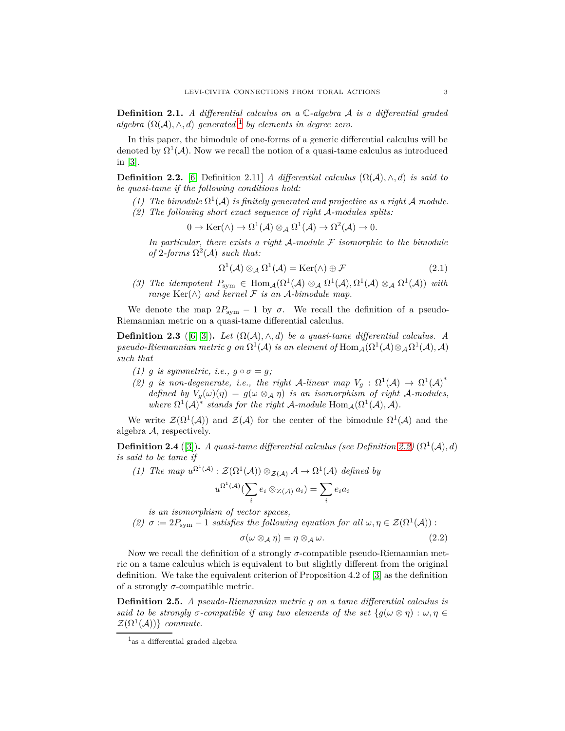**Definition 2.1.** *A differential calculus on a $\mathbb{C}$-algebra $\mathcal{A}$ is a differential graded algebra $(\Omega(\mathcal{A}), \wedge, d)$ generated*[1] *by elements in degree zero.*

In this paper, the bimodule of one-forms of a generic differential calculus will be denoted by $\Omega^1(\mathcal{A})$. Now we recall the notion of a quasi-tame calculus as introduced in [3].

**Definition 2.2.** [6, Definition 2.11] *A differential calculus $(\Omega(\mathcal{A}), \wedge, d)$ is said to be quasi-tame if the following conditions hold:*

1. *The bimodule $\Omega^1(\mathcal{A})$ is finitely generated and projective as a right $\mathcal{A}$ module.*
2. *The following short exact sequence of right $\mathcal{A}$-modules splits:*

$$0 \to \mathrm{Ker}(\wedge) \to \Omega^1(\mathcal{A}) \otimes_{\mathcal{A}} \Omega^1(\mathcal{A}) \to \Omega^2(\mathcal{A}) \to 0.$$

   *In particular, there exists a right $\mathcal{A}$-module $\mathcal{F}$ isomorphic to the bimodule of 2-forms $\Omega^2(\mathcal{A})$ such that:*

$$\Omega^1(\mathcal{A}) \otimes_{\mathcal{A}} \Omega^1(\mathcal{A}) = \mathrm{Ker}(\wedge) \oplus \mathcal{F} \tag{2.1}$$

3. *The idempotent $P_{\mathrm{sym}} \in \mathrm{Hom}_{\mathcal{A}}(\Omega^1(\mathcal{A}) \otimes_{\mathcal{A}} \Omega^1(\mathcal{A}), \Omega^1(\mathcal{A}) \otimes_{\mathcal{A}} \Omega^1(\mathcal{A}))$ with range $\mathrm{Ker}(\wedge)$ and kernel $\mathcal{F}$ is an $\mathcal{A}$-bimodule map.*

We denote the map $2P_{\mathrm{sym}} - 1$ by $\sigma$. We recall the definition of a pseudo-Riemannian metric on a quasi-tame differential calculus.

**Definition 2.3** ([6, 3]). *Let $(\Omega(\mathcal{A}), \wedge, d)$ be a quasi-tame differential calculus. A pseudo-Riemannian metric $g$ on $\Omega^1(\mathcal{A})$ is an element of $\mathrm{Hom}_{\mathcal{A}}(\Omega^1(\mathcal{A}) \otimes_{\mathcal{A}} \Omega^1(\mathcal{A}), \mathcal{A})$ such that*

1. *$g$ is symmetric, i.e., $g \circ \sigma = g$;*
2. *$g$ is non-degenerate, i.e., the right $\mathcal{A}$-linear map $V_g : \Omega^1(\mathcal{A}) \to \Omega^1(\mathcal{A})^*$ defined by $V_g(\omega)(\eta) = g(\omega \otimes_{\mathcal{A}} \eta)$ is an isomorphism of right $\mathcal{A}$-modules, where $\Omega^1(\mathcal{A})^*$ stands for the right $\mathcal{A}$-module $\mathrm{Hom}_{\mathcal{A}}(\Omega^1(\mathcal{A}), \mathcal{A})$.*

We write $\mathcal{Z}(\Omega^1(\mathcal{A}))$ and $\mathcal{Z}(\mathcal{A})$ for the center of the bimodule $\Omega^1(\mathcal{A})$ and the algebra $\mathcal{A}$, respectively.

**Definition 2.4** ([3]). *A quasi-tame differential calculus (see Definition 2.2) $(\Omega^1(\mathcal{A}), d)$ is said to be tame if*

1. *The map $u^{\Omega^1(\mathcal{A})} : \mathcal{Z}(\Omega^1(\mathcal{A})) \otimes_{\mathcal{Z}(\mathcal{A})} \mathcal{A} \to \Omega^1(\mathcal{A})$ defined by*

$$u^{\Omega^1(\mathcal{A})}(\sum_i e_i \otimes_{\mathcal{Z}(\mathcal{A})} a_i) = \sum_i e_i a_i$$

   *is an isomorphism of vector spaces,*
2. *$\sigma := 2P_{\mathrm{sym}} - 1$ satisfies the following equation for all $\omega, \eta \in \mathcal{Z}(\Omega^1(\mathcal{A}))$ :*

$$\sigma(\omega \otimes_{\mathcal{A}} \eta) = \eta \otimes_{\mathcal{A}} \omega. \tag{2.2}$$

Now we recall the definition of a strongly $\sigma$-compatible pseudo-Riemannian metric on a tame calculus which is equivalent to but slightly different from the original definition. We take the equivalent criterion of Proposition 4.2 of [3] as the definition of a strongly $\sigma$-compatible metric.

**Definition 2.5.** *A pseudo-Riemannian metric $g$ on a tame differential calculus is said to be strongly $\sigma$-compatible if any two elements of the set $\{g(\omega \otimes \eta) : \omega, \eta \in \mathcal{Z}(\Omega^1(\mathcal{A}))\}$ commute.*

[1] as a differential graded algebra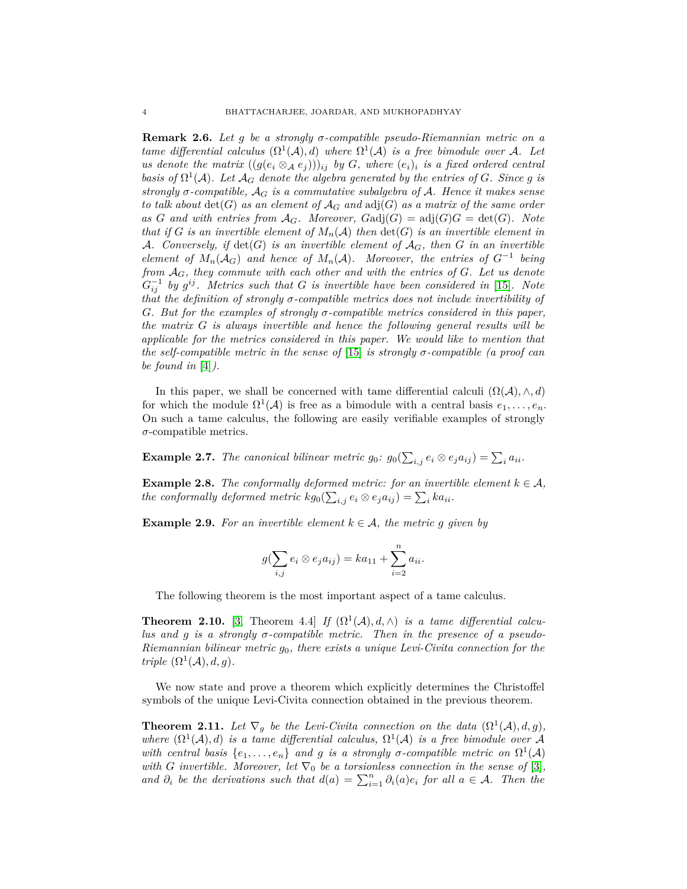**Remark 2.6.** *Let $g$ be a strongly $\sigma$-compatible pseudo-Riemannian metric on a tame differential calculus $(\Omega^1(\mathcal{A}), d)$ where $\Omega^1(\mathcal{A})$ is a free bimodule over $\mathcal{A}$. Let us denote the matrix $((g(e_i \otimes_{\mathcal{A}} e_j)))_{ij}$ by $G$, where $(e_i)_i$ is a fixed ordered central basis of $\Omega^1(\mathcal{A})$. Let $\mathcal{A}_G$ denote the algebra generated by the entries of $G$. Since $g$ is strongly $\sigma$-compatible, $\mathcal{A}_G$ is a commutative subalgebra of $\mathcal{A}$. Hence it makes sense to talk about $\det(G)$ as an element of $\mathcal{A}_G$ and $\mathrm{adj}(G)$ as a matrix of the same order as $G$ and with entries from $\mathcal{A}_G$. Moreover, $G\mathrm{adj}(G) = \mathrm{adj}(G)G = \det(G)$. Note that if $G$ is an invertible element of $M_n(\mathcal{A})$ then $\det(G)$ is an invertible element in $\mathcal{A}$. Conversely, if $\det(G)$ is an invertible element of $\mathcal{A}_G$, then $G$ in an invertible element of $M_n(\mathcal{A}_G)$ and hence of $M_n(\mathcal{A})$. Moreover, the entries of $G^{-1}$ being from $\mathcal{A}_G$, they commute with each other and with the entries of $G$. Let us denote $G^{-1}_{ij}$ by $g^{ij}$. Metrics such that $G$ is invertible have been considered in [15]. Note that the definition of strongly $\sigma$-compatible metrics does not include invertibility of $G$. But for the examples of strongly $\sigma$-compatible metrics considered in this paper, the matrix $G$ is always invertible and hence the following general results will be applicable for the metrics considered in this paper. We would like to mention that the self-compatible metric in the sense of [15] is strongly $\sigma$-compatible (a proof can be found in [4]).*

In this paper, we shall be concerned with tame differential calculi $(\Omega(\mathcal{A}), \wedge, d)$ for which the module $\Omega^1(\mathcal{A})$ is free as a bimodule with a central basis $e_1, \ldots, e_n$. On such a tame calculus, the following are easily verifiable examples of strongly $\sigma$-compatible metrics.

**Example 2.7.** *The canonical bilinear metric $g_0$: $g_0(\sum_{i,j} e_i \otimes e_j a_{ij}) = \sum_i a_{ii}$.*

**Example 2.8.** *The conformally deformed metric: for an invertible element $k \in \mathcal{A}$, the conformally deformed metric $kg_0(\sum_{i,j} e_i \otimes e_j a_{ij}) = \sum_i k a_{ii}$.*

**Example 2.9.** *For an invertible element $k \in \mathcal{A}$, the metric $g$ given by*

$$g(\sum_{i,j} e_i \otimes e_j a_{ij}) = k a_{11} + \sum_{i=2}^{n} a_{ii}.$$

The following theorem is the most important aspect of a tame calculus.

**Theorem 2.10.** [3, Theorem 4.4] *If $(\Omega^1(\mathcal{A}), d, \wedge)$ is a tame differential calculus and $g$ is a strongly $\sigma$-compatible metric. Then in the presence of a pseudo-Riemannian bilinear metric $g_0$, there exists a unique Levi-Civita connection for the triple $(\Omega^1(\mathcal{A}), d, g)$.*

We now state and prove a theorem which explicitly determines the Christoffel symbols of the unique Levi-Civita connection obtained in the previous theorem.

**Theorem 2.11.** *Let $\nabla_g$ be the Levi-Civita connection on the data $(\Omega^1(\mathcal{A}), d, g)$, where $(\Omega^1(\mathcal{A}), d)$ is a tame differential calculus, $\Omega^1(\mathcal{A})$ is a free bimodule over $\mathcal{A}$ with central basis $\{e_1, \ldots, e_n\}$ and $g$ is a strongly $\sigma$-compatible metric on $\Omega^1(\mathcal{A})$ with $G$ invertible. Moreover, let $\nabla_0$ be a torsionless connection in the sense of [3], and $\partial_i$ be the derivations such that $d(a) = \sum_{i=1}^n \partial_i(a) e_i$ for all $a \in \mathcal{A}$. Then the*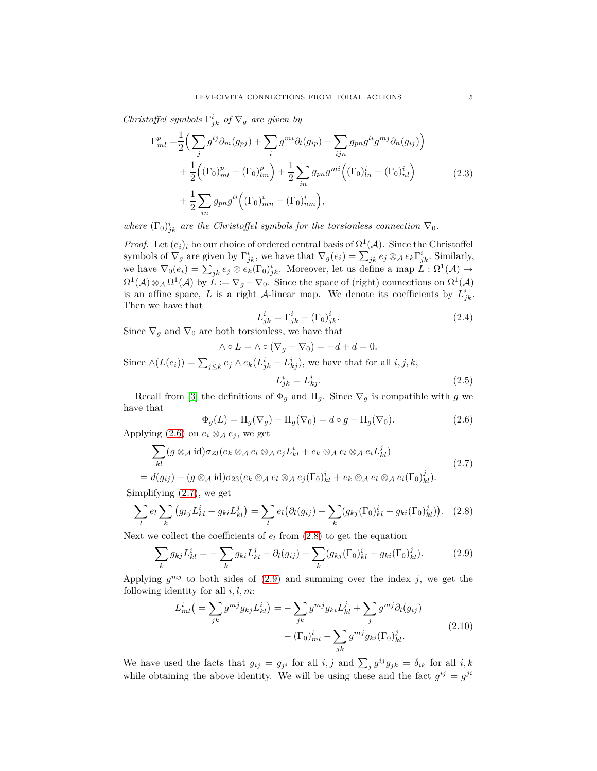*Christoffel symbols* $\Gamma^i_{jk}$ *of* $\nabla_g$ *are given by*

$$
\begin{aligned}
\Gamma^p_{ml} =& \frac{1}{2}\Big(\sum_j g^{lj}\partial_m(g_{pj}) + \sum_i g^{mi}\partial_l(g_{ip}) - \sum_{ijn} g_{pn}g^{li}g^{mj}\partial_n(g_{ij})\Big) \\
&+ \frac{1}{2}\Big((\Gamma_0)^p_{ml} - (\Gamma_0)^p_{lm}\Big) + \frac{1}{2}\sum_{in} g_{pn}g^{mi}\Big((\Gamma_0)^i_{ln} - (\Gamma_0)^i_{nl}\Big) \\
&+ \frac{1}{2}\sum_{in} g_{pn}g^{li}\Big((\Gamma_0)^i_{mn} - (\Gamma_0)^i_{nm}\Big),
\end{aligned}
\tag{2.3}
$$

*where* $(\Gamma_0)^i_{jk}$ *are the Christoffel symbols for the torsionless connection* $\nabla_0$.

*Proof.* Let $(e_i)_i$ be our choice of ordered central basis of $\Omega^1(\mathcal{A})$. Since the Christoffel symbols of $\nabla_g$ are given by $\Gamma^i_{jk}$, we have that $\nabla_g(e_i) = \sum_{jk} e_j \otimes_{\mathcal{A}} e_k \Gamma^i_{jk}$. Similarly, we have $\nabla_0(e_i) = \sum_{jk} e_j \otimes e_k (\Gamma_0)^i_{jk}$. Moreover, let us define a map $L : \Omega^1(\mathcal{A}) \to \Omega^1(\mathcal{A}) \otimes_{\mathcal{A}} \Omega^1(\mathcal{A})$ by $L := \nabla_g - \nabla_0$. Since the space of (right) connections on $\Omega^1(\mathcal{A})$ is an affine space, $L$ is a right $\mathcal{A}$-linear map. We denote its coefficients by $L^i_{jk}$. Then we have that

$$
L^i_{jk} = \Gamma^i_{jk} - (\Gamma_0)^i_{jk}. \tag{2.4}
$$

Since $\nabla_g$ and $\nabla_0$ are both torsionless, we have that

$$
\wedge \circ L = \wedge \circ (\nabla_g - \nabla_0) = -d + d = 0.
$$

Since $\wedge(L(e_i)) = \sum_{j \le k} e_j \wedge e_k (L^i_{jk} - L^i_{kj})$, we have that for all $i, j, k$,

$$
L^i_{jk} = L^i_{kj}. \tag{2.5}
$$

Recall from [3] the definitions of $\Phi_g$ and $\Pi_g$. Since $\nabla_g$ is compatible with $g$ we have that

$$
\Phi_g(L) = \Pi_g(\nabla_g) - \Pi_g(\nabla_0) = d \circ g - \Pi_g(\nabla_0). \tag{2.6}
$$

Applying (2.6) on $e_i \otimes_{\mathcal{A}} e_j$, we get

$$
\begin{aligned}
&\sum_{kl} (g \otimes_{\mathcal{A}} \mathrm{id})\sigma_{23}(e_k \otimes_{\mathcal{A}} e_l \otimes_{\mathcal{A}} e_j L^i_{kl} + e_k \otimes_{\mathcal{A}} e_l \otimes_{\mathcal{A}} e_i L^j_{kl}) \\
&= d(g_{ij}) - (g \otimes_{\mathcal{A}} \mathrm{id})\sigma_{23}(e_k \otimes_{\mathcal{A}} e_l \otimes_{\mathcal{A}} e_j (\Gamma_0)^i_{kl} + e_k \otimes_{\mathcal{A}} e_l \otimes_{\mathcal{A}} e_i (\Gamma_0)^j_{kl}).
\end{aligned}
\tag{2.7}
$$

Simplifying (2.7), we get

$$
\sum_l e_l \sum_k \big(g_{kj}L^i_{kl} + g_{ki}L^j_{kl}\big) = \sum_l e_l \big(\partial_l(g_{ij}) - \sum_k (g_{kj}(\Gamma_0)^i_{kl} + g_{ki}(\Gamma_0)^j_{kl})\big). \tag{2.8}
$$

Next we collect the coefficients of $e_l$ from (2.8) to get the equation

$$
\sum_k g_{kj}L^i_{kl} = -\sum_k g_{ki}L^j_{kl} + \partial_l(g_{ij}) - \sum_k (g_{kj}(\Gamma_0)^i_{kl} + g_{ki}(\Gamma_0)^j_{kl}). \tag{2.9}
$$

Applying $g^{mj}$ to both sides of (2.9) and summing over the index $j$, we get the following identity for all $i, l, m$:

$$
\begin{aligned}
L^i_{ml}\big(= \sum_{jk} g^{mj}g_{kj}L^i_{kl}\big) =& -\sum_{jk} g^{mj}g_{ki}L^j_{kl} + \sum_j g^{mj}\partial_l(g_{ij}) \\
&- (\Gamma_0)^i_{ml} - \sum_{jk} g^{mj}g_{ki}(\Gamma_0)^j_{kl}.
\end{aligned}
\tag{2.10}
$$

We have used the facts that $g_{ij} = g_{ji}$ for all $i, j$ and $\sum_j g^{ij}g_{jk} = \delta_{ik}$ for all $i, k$ while obtaining the above identity. We will be using these and the fact $g^{ij} = g^{ji}$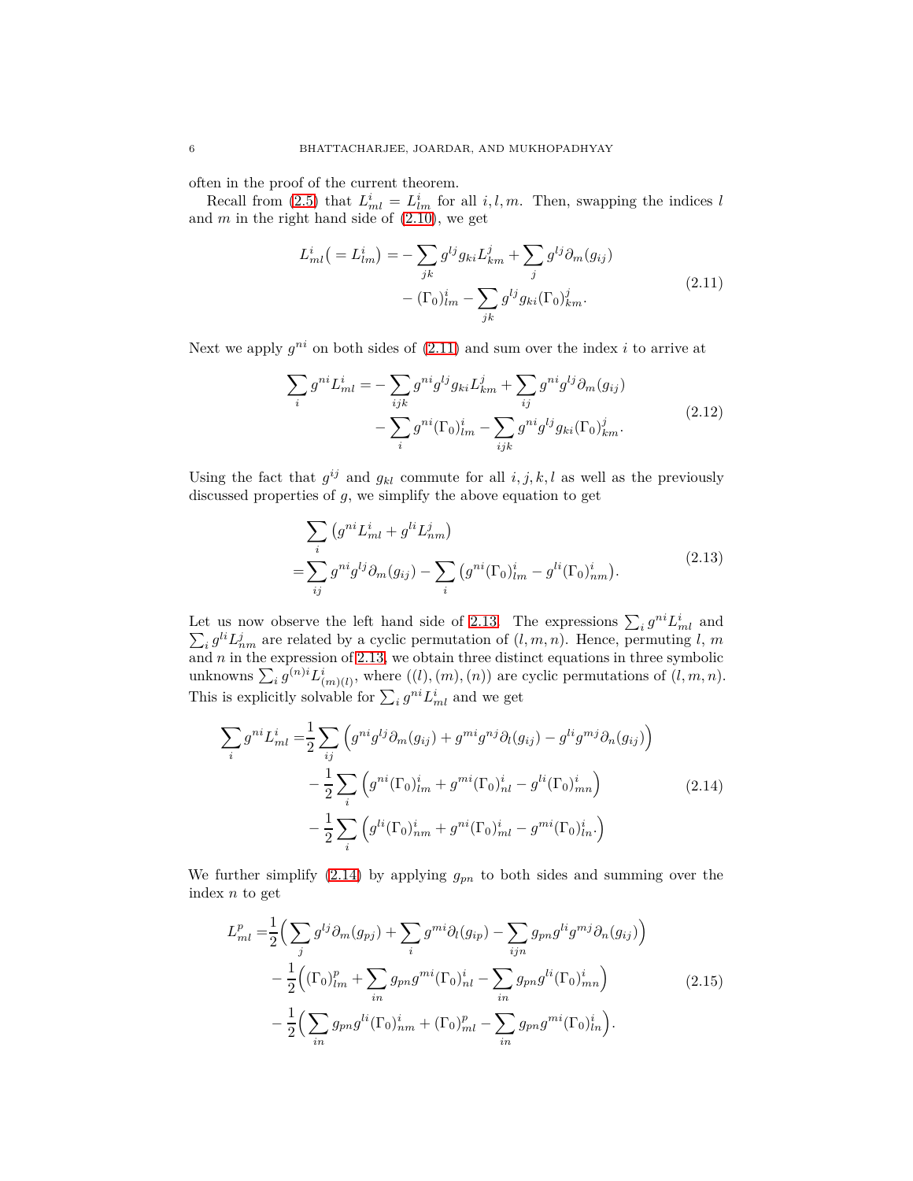often in the proof of the current theorem.

Recall from (2.5) that $L^i_{ml} = L^i_{lm}$ for all $i, l, m$. Then, swapping the indices $l$ and $m$ in the right hand side of (2.10), we get

$$
\begin{aligned}
L^i_{ml}\big( = L^i_{lm}\big) = & - \sum_{jk} g^{lj} g_{ki} L^j_{km} + \sum_j g^{lj} \partial_m(g_{ij}) \\
& - (\Gamma_0)^i_{lm} - \sum_{jk} g^{lj} g_{ki} (\Gamma_0)^j_{km}.
\end{aligned}
\tag{2.11}
$$

Next we apply $g^{ni}$ on both sides of (2.11) and sum over the index $i$ to arrive at

$$
\begin{aligned}
\sum_i g^{ni} L^i_{ml} = & - \sum_{ijk} g^{ni} g^{lj} g_{ki} L^j_{km} + \sum_{ij} g^{ni} g^{lj} \partial_m(g_{ij}) \\
& - \sum_i g^{ni} (\Gamma_0)^i_{lm} - \sum_{ijk} g^{ni} g^{lj} g_{ki} (\Gamma_0)^j_{km}.
\end{aligned}
\tag{2.12}
$$

Using the fact that $g^{ij}$ and $g_{kl}$ commute for all $i, j, k, l$ as well as the previously discussed properties of $g$, we simplify the above equation to get

$$
\begin{aligned}
& \sum_i \big( g^{ni} L^i_{ml} + g^{li} L^j_{nm} \big) \\
= & \sum_{ij} g^{ni} g^{lj} \partial_m(g_{ij}) - \sum_i \big( g^{ni} (\Gamma_0)^i_{lm} - g^{li} (\Gamma_0)^i_{nm} \big).
\end{aligned}
\tag{2.13}
$$

Let us now observe the left hand side of 2.13. The expressions $\sum_i g^{ni} L^i_{ml}$ and $\sum_i g^{li} L^j_{nm}$ are related by a cyclic permutation of $(l, m, n)$. Hence, permuting $l$, $m$ and $n$ in the expression of 2.13, we obtain three distinct equations in three symbolic unknowns $\sum_i g^{(n)i} L^i_{(m)(l)}$, where $((l), (m), (n))$ are cyclic permutations of $(l, m, n)$. This is explicitly solvable for $\sum_i g^{ni} L^i_{ml}$ and we get

$$
\begin{aligned}
\sum_i g^{ni} L^i_{ml} = & \frac{1}{2} \sum_{ij} \Big( g^{ni} g^{lj} \partial_m(g_{ij}) + g^{mi} g^{nj} \partial_l(g_{ij}) - g^{li} g^{mj} \partial_n(g_{ij}) \Big) \\
& - \frac{1}{2} \sum_i \Big( g^{ni} (\Gamma_0)^i_{lm} + g^{mi} (\Gamma_0)^i_{nl} - g^{li} (\Gamma_0)^i_{mn} \Big) \\
& - \frac{1}{2} \sum_i \Big( g^{li} (\Gamma_0)^i_{nm} + g^{ni} (\Gamma_0)^i_{ml} - g^{mi} (\Gamma_0)^i_{ln}. \Big)
\end{aligned}
\tag{2.14}
$$

We further simplify (2.14) by applying $g_{pn}$ to both sides and summing over the index $n$ to get

$$
\begin{aligned}
L^p_{ml} = & \frac{1}{2} \Big( \sum_j g^{lj} \partial_m(g_{pj}) + \sum_i g^{mi} \partial_l(g_{ip}) - \sum_{ijn} g_{pn} g^{li} g^{mj} \partial_n(g_{ij}) \Big) \\
& - \frac{1}{2} \Big( (\Gamma_0)^p_{lm} + \sum_{in} g_{pn} g^{mi} (\Gamma_0)^i_{nl} - \sum_{in} g_{pn} g^{li} (\Gamma_0)^i_{mn} \Big) \\
& - \frac{1}{2} \Big( \sum_{in} g_{pn} g^{li} (\Gamma_0)^i_{nm} + (\Gamma_0)^p_{ml} - \sum_{in} g_{pn} g^{mi} (\Gamma_0)^i_{ln} \Big).
\end{aligned}
\tag{2.15}
$$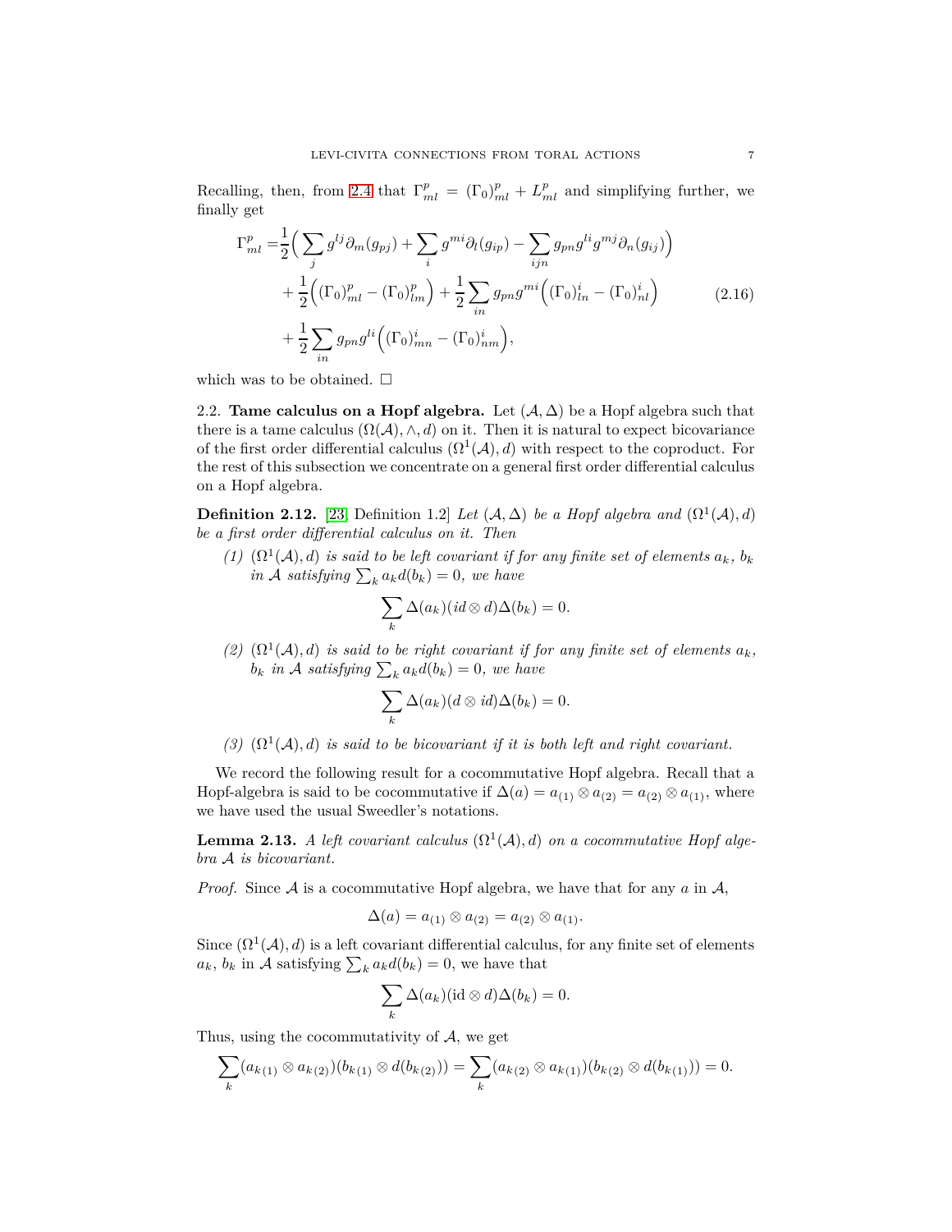Recalling, then, from 2.4 that $\Gamma^p_{ml} = (\Gamma_0)^p_{ml} + L^p_{ml}$ and simplifying further, we finally get

$$
\begin{aligned}
\Gamma^p_{ml} =& \frac{1}{2}\Big( \sum_j g^{lj}\partial_m(g_{pj}) + \sum_i g^{mi}\partial_l(g_{ip}) - \sum_{ijn} g_{pn}g^{li}g^{mj}\partial_n(g_{ij}) \Big) \\
&+ \frac{1}{2}\Big( (\Gamma_0)^p_{ml} - (\Gamma_0)^p_{lm} \Big) + \frac{1}{2}\sum_{in} g_{pn}g^{mi}\Big( (\Gamma_0)^i_{ln} - (\Gamma_0)^i_{nl} \Big) \\
&+ \frac{1}{2}\sum_{in} g_{pn}g^{li}\Big( (\Gamma_0)^i_{mn} - (\Gamma_0)^i_{nm} \Big),
\end{aligned}
\tag{2.16}
$$

which was to be obtained. $\square$

2.2. **Tame calculus on a Hopf algebra.** Let $(\mathcal{A}, \Delta)$ be a Hopf algebra such that there is a tame calculus $(\Omega(\mathcal{A}), \wedge, d)$ on it. Then it is natural to expect bicovariance of the first order differential calculus $(\Omega^1(\mathcal{A}), d)$ with respect to the coproduct. For the rest of this subsection we concentrate on a general first order differential calculus on a Hopf algebra.

**Definition 2.12.** [23, Definition 1.2] *Let $(\mathcal{A}, \Delta)$ be a Hopf algebra and $(\Omega^1(\mathcal{A}), d)$ be a first order differential calculus on it. Then*

*(1) $(\Omega^1(\mathcal{A}), d)$ is said to be left covariant if for any finite set of elements $a_k$, $b_k$ in $\mathcal{A}$ satisfying $\sum_k a_k d(b_k) = 0$, we have*

$$\sum_k \Delta(a_k)(id \otimes d)\Delta(b_k) = 0.$$

*(2) $(\Omega^1(\mathcal{A}), d)$ is said to be right covariant if for any finite set of elements $a_k$, $b_k$ in $\mathcal{A}$ satisfying $\sum_k a_k d(b_k) = 0$, we have*

$$\sum_k \Delta(a_k)(d \otimes id)\Delta(b_k) = 0.$$

*(3) $(\Omega^1(\mathcal{A}), d)$ is said to be bicovariant if it is both left and right covariant.*

We record the following result for a cocommutative Hopf algebra. Recall that a Hopf-algebra is said to be cocommutative if $\Delta(a) = a_{(1)} \otimes a_{(2)} = a_{(2)} \otimes a_{(1)}$, where we have used the usual Sweedler's notations.

**Lemma 2.13.** *A left covariant calculus $(\Omega^1(\mathcal{A}), d)$ on a cocommutative Hopf algebra $\mathcal{A}$ is bicovariant.*

*Proof.* Since $\mathcal{A}$ is a cocommutative Hopf algebra, we have that for any $a$ in $\mathcal{A}$,

$$\Delta(a) = a_{(1)} \otimes a_{(2)} = a_{(2)} \otimes a_{(1)}.$$

Since $(\Omega^1(\mathcal{A}), d)$ is a left covariant differential calculus, for any finite set of elements $a_k$, $b_k$ in $\mathcal{A}$ satisfying $\sum_k a_k d(b_k) = 0$, we have that

$$\sum_k \Delta(a_k)(\mathrm{id} \otimes d)\Delta(b_k) = 0.$$

Thus, using the cocommutativity of $\mathcal{A}$, we get

$$\sum_k (a_{k(1)} \otimes a_{k(2)})(b_{k(1)} \otimes d(b_{k(2)})) = \sum_k (a_{k(2)} \otimes a_{k(1)})(b_{k(2)} \otimes d(b_{k(1)})) = 0.$$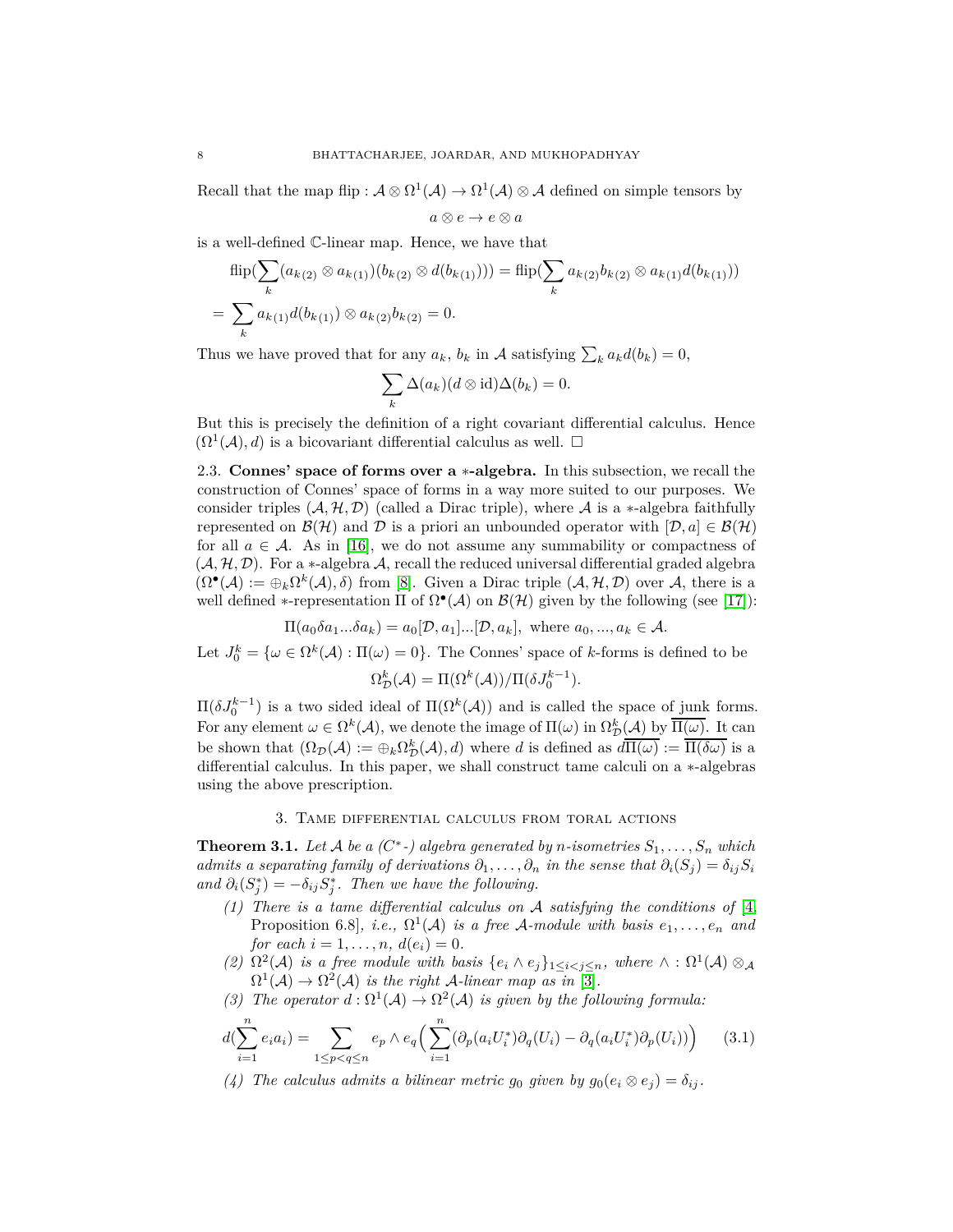Recall that the map flip : $\mathcal{A} \otimes \Omega^1(\mathcal{A}) \to \Omega^1(\mathcal{A}) \otimes \mathcal{A}$ defined on simple tensors by

$$a \otimes e \to e \otimes a$$

is a well-defined $\mathbb{C}$-linear map. Hence, we have that

$$\text{flip}(\sum_k (a_{k(2)} \otimes a_{k(1)})(b_{k(2)} \otimes d(b_{k(1)}))) = \text{flip}(\sum_k a_{k(2)} b_{k(2)} \otimes a_{k(1)} d(b_{k(1)}))$$

$$= \sum_k a_{k(1)} d(b_{k(1)}) \otimes a_{k(2)} b_{k(2)} = 0.$$

Thus we have proved that for any $a_k$, $b_k$ in $\mathcal{A}$ satisfying $\sum_k a_k d(b_k) = 0$,

$$\sum_k \Delta(a_k)(d \otimes \text{id})\Delta(b_k) = 0.$$

But this is precisely the definition of a right covariant differential calculus. Hence $(\Omega^1(\mathcal{A}), d)$ is a bicovariant differential calculus as well. $\square$

### 2.3. Connes' space of forms over a $*$-algebra.

In this subsection, we recall the construction of Connes' space of forms in a way more suited to our purposes. We consider triples $(\mathcal{A}, \mathcal{H}, \mathcal{D})$ (called a Dirac triple), where $\mathcal{A}$ is a $*$-algebra faithfully represented on $\mathcal{B}(\mathcal{H})$ and $\mathcal{D}$ is a priori an unbounded operator with $[\mathcal{D}, a] \in \mathcal{B}(\mathcal{H})$ for all $a \in \mathcal{A}$. As in [16], we do not assume any summability or compactness of $(\mathcal{A}, \mathcal{H}, \mathcal{D})$. For a $*$-algebra $\mathcal{A}$, recall the reduced universal differential graded algebra $(\Omega^\bullet(\mathcal{A}) := \oplus_k \Omega^k(\mathcal{A}), \delta)$ from [8]. Given a Dirac triple $(\mathcal{A}, \mathcal{H}, \mathcal{D})$ over $\mathcal{A}$, there is a well defined $*$-representation $\Pi$ of $\Omega^\bullet(\mathcal{A})$ on $\mathcal{B}(\mathcal{H})$ given by the following (see [17]):

$$\Pi(a_0 \delta a_1 ... \delta a_k) = a_0 [\mathcal{D}, a_1] ... [\mathcal{D}, a_k], \text{ where } a_0, ..., a_k \in \mathcal{A}.$$

Let $J_0^k = \{\omega \in \Omega^k(\mathcal{A}) : \Pi(\omega) = 0\}$. The Connes' space of $k$-forms is defined to be

$$\Omega^k_{\mathcal{D}}(\mathcal{A}) = \Pi(\Omega^k(\mathcal{A}))/\Pi(\delta J_0^{k-1}).$$

$\Pi(\delta J_0^{k-1})$ is a two sided ideal of $\Pi(\Omega^k(\mathcal{A}))$ and is called the space of junk forms. For any element $\omega \in \Omega^k(\mathcal{A})$, we denote the image of $\Pi(\omega)$ in $\Omega^k_{\mathcal{D}}(\mathcal{A})$ by $\overline{\Pi(\omega)}$. It can be shown that $(\Omega_{\mathcal{D}}(\mathcal{A}) := \oplus_k \Omega^k_{\mathcal{D}}(\mathcal{A}), d)$ where $d$ is defined as $d\overline{\Pi(\omega)} := \overline{\Pi(\delta\omega)}$ is a differential calculus. In this paper, we shall construct tame calculi on a $*$-algebras using the above prescription.

## 3. Tame differential calculus from toral actions

**Theorem 3.1.** *Let $\mathcal{A}$ be a ($C^*$-) algebra generated by $n$-isometries $S_1, \ldots, S_n$ which admits a separating family of derivations $\partial_1, \ldots, \partial_n$ in the sense that $\partial_i(S_j) = \delta_{ij} S_i$ and $\partial_i(S_j^*) = -\delta_{ij} S_j^*$. Then we have the following.*

1. *There is a tame differential calculus on $\mathcal{A}$ satisfying the conditions of [4,* Proposition 6.8*], i.e., $\Omega^1(\mathcal{A})$ is a free $\mathcal{A}$-module with basis $e_1, \ldots, e_n$ and for each $i = 1, \ldots, n$, $d(e_i) = 0$.*
2. *$\Omega^2(\mathcal{A})$ is a free module with basis $\{e_i \wedge e_j\}_{1 \leq i < j \leq n}$, where $\wedge : \Omega^1(\mathcal{A}) \otimes_{\mathcal{A}} \Omega^1(\mathcal{A}) \to \Omega^2(\mathcal{A})$ is the right $\mathcal{A}$-linear map as in [3].*
3. *The operator $d : \Omega^1(\mathcal{A}) \to \Omega^2(\mathcal{A})$ is given by the following formula:*

$$d(\sum_{i=1}^n e_i a_i) = \sum_{1 \leq p < q \leq n} e_p \wedge e_q \Big( \sum_{i=1}^n (\partial_p(a_i U_i^*) \partial_q(U_i) - \partial_q(a_i U_i^*) \partial_p(U_i)) \Big) \qquad (3.1)$$

4. *The calculus admits a bilinear metric $g_0$ given by $g_0(e_i \otimes e_j) = \delta_{ij}$.*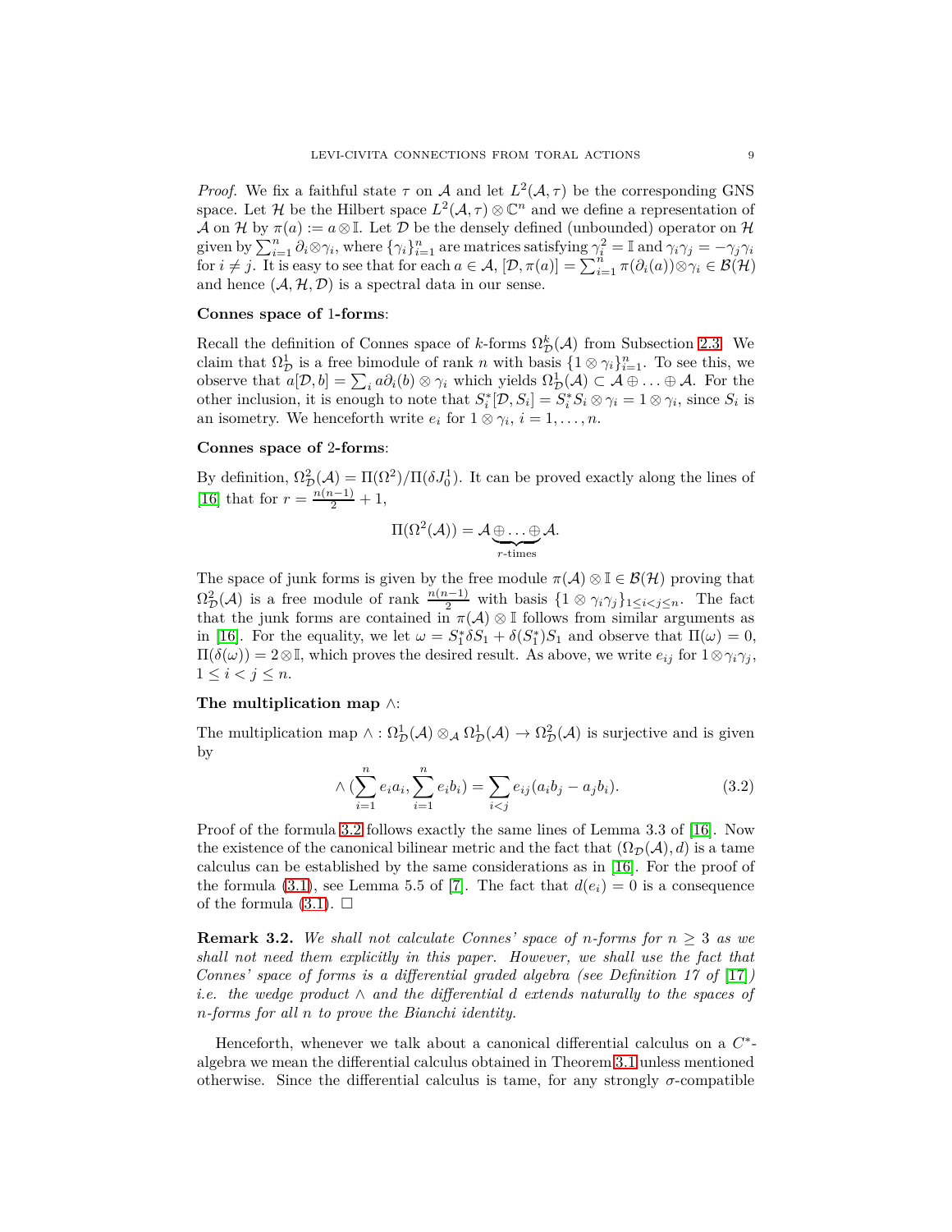*Proof.* We fix a faithful state $\tau$ on $\mathcal{A}$ and let $L^2(\mathcal{A},\tau)$ be the corresponding GNS space. Let $\mathcal{H}$ be the Hilbert space $L^2(\mathcal{A},\tau)\otimes\mathbb{C}^n$ and we define a representation of $\mathcal{A}$ on $\mathcal{H}$ by $\pi(a) := a\otimes\mathbb{I}$. Let $\mathcal{D}$ be the densely defined (unbounded) operator on $\mathcal{H}$ given by $\sum_{i=1}^n \partial_i\otimes\gamma_i$, where $\{\gamma_i\}_{i=1}^n$ are matrices satisfying $\gamma_i^2 = \mathbb{I}$ and $\gamma_i\gamma_j = -\gamma_j\gamma_i$ for $i\neq j$. It is easy to see that for each $a\in\mathcal{A}$, $[\mathcal{D},\pi(a)] = \sum_{i=1}^n \pi(\partial_i(a))\otimes\gamma_i \in \mathcal{B}(\mathcal{H})$ and hence $(\mathcal{A},\mathcal{H},\mathcal{D})$ is a spectral data in our sense.

**Connes space of 1-forms**:

Recall the definition of Connes space of $k$-forms $\Omega^k_{\mathcal{D}}(\mathcal{A})$ from Subsection 2.3. We claim that $\Omega^1_{\mathcal{D}}$ is a free bimodule of rank $n$ with basis $\{1\otimes\gamma_i\}_{i=1}^n$. To see this, we observe that $a[\mathcal{D},b] = \sum_i a\partial_i(b)\otimes\gamma_i$ which yields $\Omega^1_{\mathcal{D}}(\mathcal{A})\subset\mathcal{A}\oplus\ldots\oplus\mathcal{A}$. For the other inclusion, it is enough to note that $S_i^*[\mathcal{D},S_i] = S_i^*S_i\otimes\gamma_i = 1\otimes\gamma_i$, since $S_i$ is an isometry. We henceforth write $e_i$ for $1\otimes\gamma_i$, $i=1,\ldots,n$.

**Connes space of 2-forms**:

By definition, $\Omega^2_{\mathcal{D}}(\mathcal{A}) = \Pi(\Omega^2)/\Pi(\delta J_0^1)$. It can be proved exactly along the lines of [16] that for $r = \frac{n(n-1)}{2}+1$,

$$\Pi(\Omega^2(\mathcal{A})) = \mathcal{A}\underbrace{\oplus\ldots\oplus}_{r\text{-times}}\mathcal{A}.$$

The space of junk forms is given by the free module $\pi(\mathcal{A})\otimes\mathbb{I}\in\mathcal{B}(\mathcal{H})$ proving that $\Omega^2_{\mathcal{D}}(\mathcal{A})$ is a free module of rank $\frac{n(n-1)}{2}$ with basis $\{1\otimes\gamma_i\gamma_j\}_{1\le i<j\le n}$. The fact that the junk forms are contained in $\pi(\mathcal{A})\otimes\mathbb{I}$ follows from similar arguments as in [16]. For the equality, we let $\omega = S_1^*\delta S_1 + \delta(S_1^*)S_1$ and observe that $\Pi(\omega)=0$, $\Pi(\delta(\omega)) = 2\otimes\mathbb{I}$, which proves the desired result. As above, we write $e_{ij}$ for $1\otimes\gamma_i\gamma_j$, $1\le i<j\le n$.

**The multiplication map $\wedge$**:

The multiplication map $\wedge:\Omega^1_{\mathcal{D}}(\mathcal{A})\otimes_{\mathcal{A}}\Omega^1_{\mathcal{D}}(\mathcal{A})\to\Omega^2_{\mathcal{D}}(\mathcal{A})$ is surjective and is given by

$$\wedge\Big(\sum_{i=1}^n e_ia_i, \sum_{i=1}^n e_ib_i\Big) = \sum_{i<j} e_{ij}(a_ib_j - a_jb_i). \tag{3.2}$$

Proof of the formula 3.2 follows exactly the same lines of Lemma 3.3 of [16]. Now the existence of the canonical bilinear metric and the fact that $(\Omega_{\mathcal{D}}(\mathcal{A}),d)$ is a tame calculus can be established by the same considerations as in [16]. For the proof of the formula (3.1), see Lemma 5.5 of [7]. The fact that $d(e_i)=0$ is a consequence of the formula (3.1). $\square$

**Remark 3.2.** *We shall not calculate Connes' space of $n$-forms for $n\ge 3$ as we shall not need them explicitly in this paper. However, we shall use the fact that Connes' space of forms is a differential graded algebra (see Definition 17 of [17]) i.e. the wedge product $\wedge$ and the differential $d$ extends naturally to the spaces of $n$-forms for all $n$ to prove the Bianchi identity.*

Henceforth, whenever we talk about a canonical differential calculus on a $C^*$-algebra we mean the differential calculus obtained in Theorem 3.1 unless mentioned otherwise. Since the differential calculus is tame, for any strongly $\sigma$-compatible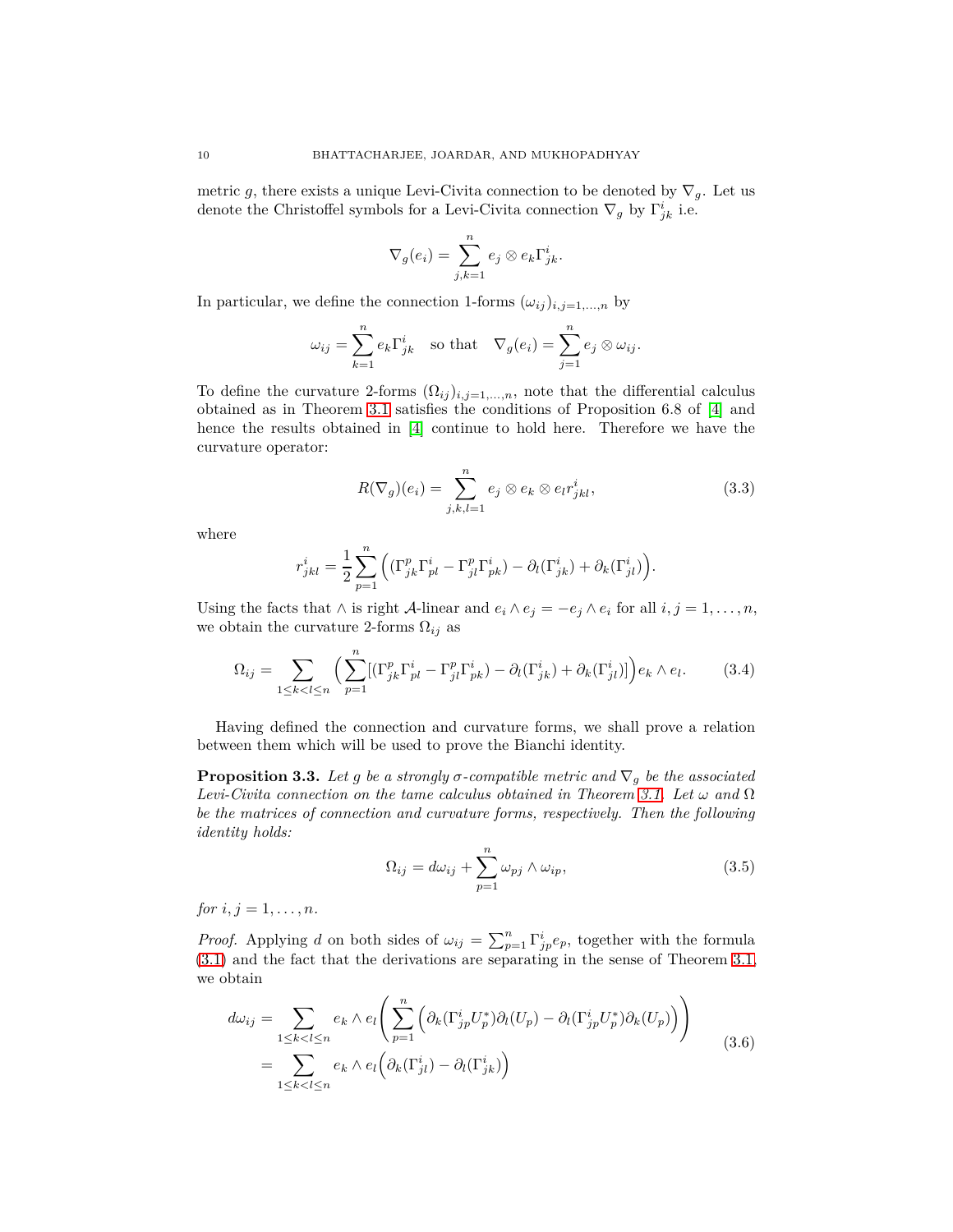metric $g$, there exists a unique Levi-Civita connection to be denoted by $\nabla_g$. Let us denote the Christoffel symbols for a Levi-Civita connection $\nabla_g$ by $\Gamma^i_{jk}$ i.e.

$$\nabla_g(e_i) = \sum_{j,k=1}^{n} e_j \otimes e_k \Gamma^i_{jk}.$$

In particular, we define the connection 1-forms $(\omega_{ij})_{i,j=1,\dots,n}$ by

$$\omega_{ij} = \sum_{k=1}^{n} e_k \Gamma^i_{jk} \quad \text{so that} \quad \nabla_g(e_i) = \sum_{j=1}^{n} e_j \otimes \omega_{ij}.$$

To define the curvature 2-forms $(\Omega_{ij})_{i,j=1,\dots,n}$, note that the differential calculus obtained as in Theorem 3.1 satisfies the conditions of Proposition 6.8 of [4] and hence the results obtained in [4] continue to hold here. Therefore we have the curvature operator:

$$R(\nabla_g)(e_i) = \sum_{j,k,l=1}^{n} e_j \otimes e_k \otimes e_l r^i_{jkl}, \tag{3.3}$$

where

$$r^i_{jkl} = \frac{1}{2} \sum_{p=1}^{n} \Big( (\Gamma^p_{jk}\Gamma^i_{pl} - \Gamma^p_{jl}\Gamma^i_{pk}) - \partial_l(\Gamma^i_{jk}) + \partial_k(\Gamma^i_{jl}) \Big).$$

Using the facts that $\wedge$ is right $\mathcal{A}$-linear and $e_i \wedge e_j = -e_j \wedge e_i$ for all $i, j = 1, \dots, n$, we obtain the curvature 2-forms $\Omega_{ij}$ as

$$\Omega_{ij} = \sum_{1 \le k < l \le n} \Big( \sum_{p=1}^{n} [(\Gamma^p_{jk}\Gamma^i_{pl} - \Gamma^p_{jl}\Gamma^i_{pk}) - \partial_l(\Gamma^i_{jk}) + \partial_k(\Gamma^i_{jl})] \Big) e_k \wedge e_l. \tag{3.4}$$

Having defined the connection and curvature forms, we shall prove a relation between them which will be used to prove the Bianchi identity.

**Proposition 3.3.** *Let $g$ be a strongly $\sigma$-compatible metric and $\nabla_g$ be the associated Levi-Civita connection on the tame calculus obtained in Theorem 3.1. Let $\omega$ and $\Omega$ be the matrices of connection and curvature forms, respectively. Then the following identity holds:*

$$\Omega_{ij} = d\omega_{ij} + \sum_{p=1}^{n} \omega_{pj} \wedge \omega_{ip}, \tag{3.5}$$

*for $i, j = 1, \dots, n$.*

*Proof.* Applying $d$ on both sides of $\omega_{ij} = \sum_{p=1}^{n} \Gamma^i_{jp} e_p$, together with the formula (3.1) and the fact that the derivations are separating in the sense of Theorem 3.1, we obtain

$$\begin{aligned} d\omega_{ij} &= \sum_{1 \le k < l \le n} e_k \wedge e_l \Bigg( \sum_{p=1}^{n} \Big( \partial_k(\Gamma^i_{jp} U^*_p)\partial_l(U_p) - \partial_l(\Gamma^i_{jp} U^*_p)\partial_k(U_p) \Big) \Bigg) \\ &= \sum_{1 \le k < l \le n} e_k \wedge e_l \Big( \partial_k(\Gamma^i_{jl}) - \partial_l(\Gamma^i_{jk}) \Big) \end{aligned} \tag{3.6}$$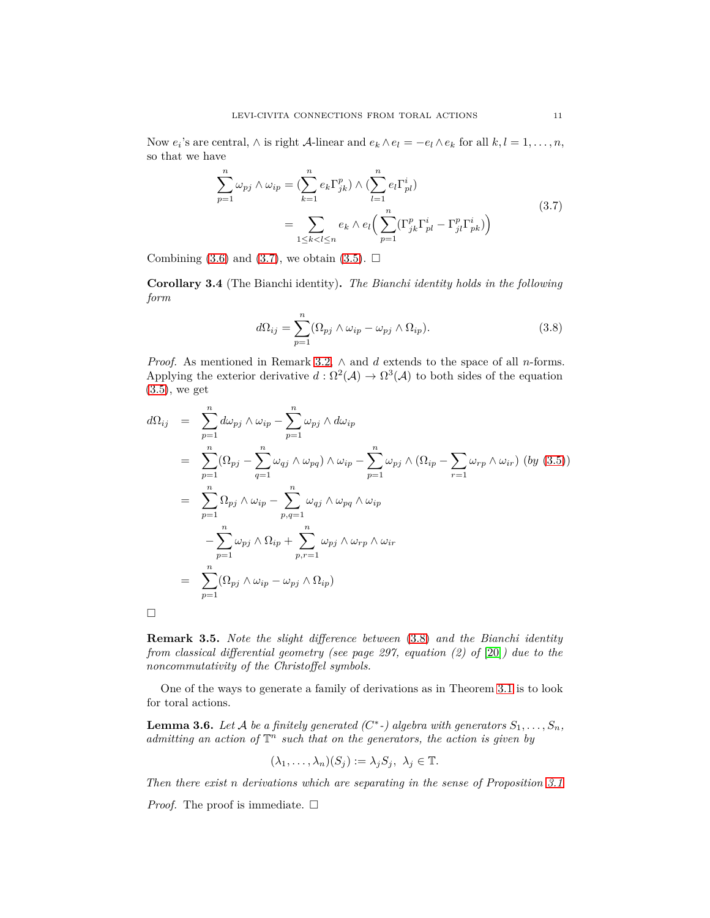Now $e_i$'s are central, $\wedge$ is right $\mathcal{A}$-linear and $e_k \wedge e_l = -e_l \wedge e_k$ for all $k, l = 1, \ldots, n$, so that we have

$$
\begin{aligned}
\sum_{p=1}^{n} \omega_{pj} \wedge \omega_{ip} &= \Big(\sum_{k=1}^{n} e_k \Gamma^p_{jk}\Big) \wedge \Big(\sum_{l=1}^{n} e_l \Gamma^i_{pl}\Big) \\
&= \sum_{1 \leq k < l \leq n} e_k \wedge e_l \Big( \sum_{p=1}^{n} (\Gamma^p_{jk}\Gamma^i_{pl} - \Gamma^p_{jl}\Gamma^i_{pk}) \Big)
\end{aligned} \tag{3.7}
$$

Combining (3.6) and (3.7), we obtain (3.5). $\square$

**Corollary 3.4** (The Bianchi identity)**.** *The Bianchi identity holds in the following form*

$$
d\Omega_{ij} = \sum_{p=1}^{n} (\Omega_{pj} \wedge \omega_{ip} - \omega_{pj} \wedge \Omega_{ip}). \tag{3.8}
$$

*Proof.* As mentioned in Remark 3.2, $\wedge$ and $d$ extends to the space of all $n$-forms. Applying the exterior derivative $d : \Omega^2(\mathcal{A}) \to \Omega^3(\mathcal{A})$ to both sides of the equation (3.5), we get

$$
\begin{aligned}
d\Omega_{ij} &= \sum_{p=1}^{n} d\omega_{pj} \wedge \omega_{ip} - \sum_{p=1}^{n} \omega_{pj} \wedge d\omega_{ip} \\
&= \sum_{p=1}^{n} \Big(\Omega_{pj} - \sum_{q=1}^{n} \omega_{qj} \wedge \omega_{pq}\Big) \wedge \omega_{ip} - \sum_{p=1}^{n} \omega_{pj} \wedge \Big(\Omega_{ip} - \sum_{r=1}^{n} \omega_{rp} \wedge \omega_{ir}\Big) \ (by\ (3.5)) \\
&= \sum_{p=1}^{n} \Omega_{pj} \wedge \omega_{ip} - \sum_{p,q=1}^{n} \omega_{qj} \wedge \omega_{pq} \wedge \omega_{ip} \\
&\quad - \sum_{p=1}^{n} \omega_{pj} \wedge \Omega_{ip} + \sum_{p,r=1}^{n} \omega_{pj} \wedge \omega_{rp} \wedge \omega_{ir} \\
&= \sum_{p=1}^{n} (\Omega_{pj} \wedge \omega_{ip} - \omega_{pj} \wedge \Omega_{ip})
\end{aligned}
$$

$\square$

**Remark 3.5.** *Note the slight difference between (3.8) and the Bianchi identity from classical differential geometry (see page 297, equation (2) of [20]) due to the noncommutativity of the Christoffel symbols.*

One of the ways to generate a family of derivations as in Theorem 3.1 is to look for toral actions.

**Lemma 3.6.** *Let $\mathcal{A}$ be a finitely generated ($C^*$-) algebra with generators $S_1, \ldots, S_n$, admitting an action of $\mathbb{T}^n$ such that on the generators, the action is given by*

$$
(\lambda_1, \ldots, \lambda_n)(S_j) := \lambda_j S_j, \ \lambda_j \in \mathbb{T}.
$$

*Then there exist $n$ derivations which are separating in the sense of Proposition 3.1*

*Proof.* The proof is immediate. $\square$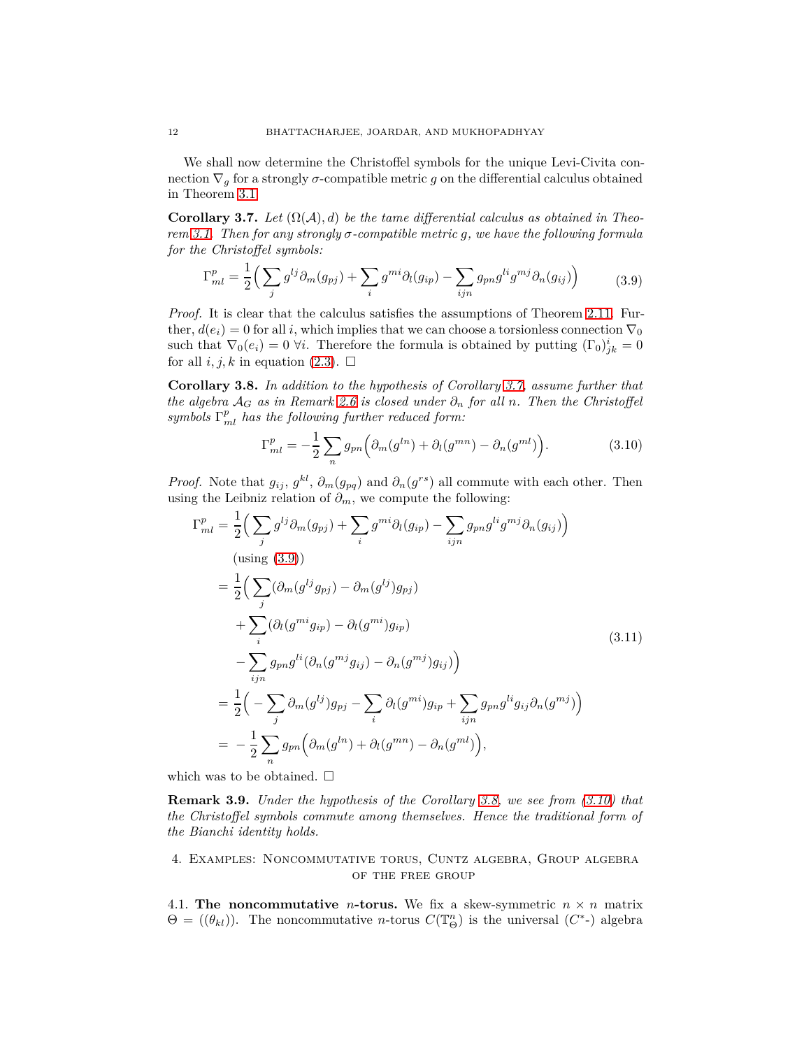We shall now determine the Christoffel symbols for the unique Levi-Civita connection $\nabla_g$ for a strongly $\sigma$-compatible metric $g$ on the differential calculus obtained in Theorem 3.1.

**Corollary 3.7.** *Let $(\Omega(\mathcal{A}), d)$ be the tame differential calculus as obtained in Theorem 3.1. Then for any strongly $\sigma$-compatible metric $g$, we have the following formula for the Christoffel symbols:*

$$\Gamma^p_{ml} = \frac{1}{2}\Big(\sum_j g^{lj}\partial_m(g_{pj}) + \sum_i g^{mi}\partial_l(g_{ip}) - \sum_{ijn} g_{pn}g^{li}g^{mj}\partial_n(g_{ij})\Big) \tag{3.9}$$

*Proof.* It is clear that the calculus satisfies the assumptions of Theorem 2.11. Further, $d(e_i) = 0$ for all $i$, which implies that we can choose a torsionless connection $\nabla_0$ such that $\nabla_0(e_i) = 0\ \forall i$. Therefore the formula is obtained by putting $(\Gamma_0)^i_{jk} = 0$ for all $i, j, k$ in equation (2.3). $\square$

**Corollary 3.8.** *In addition to the hypothesis of Corollary 3.7, assume further that the algebra $\mathcal{A}_G$ as in Remark 2.6 is closed under $\partial_n$ for all $n$. Then the Christoffel symbols $\Gamma^p_{ml}$ has the following further reduced form:*

$$\Gamma^p_{ml} = -\frac{1}{2}\sum_n g_{pn}\Big(\partial_m(g^{ln}) + \partial_l(g^{mn}) - \partial_n(g^{ml})\Big). \tag{3.10}$$

*Proof.* Note that $g_{ij}$, $g^{kl}$, $\partial_m(g_{pq})$ and $\partial_n(g^{rs})$ all commute with each other. Then using the Leibniz relation of $\partial_m$, we compute the following:

$$\begin{aligned}
\Gamma^p_{ml} &= \frac{1}{2}\Big(\sum_j g^{lj}\partial_m(g_{pj}) + \sum_i g^{mi}\partial_l(g_{ip}) - \sum_{ijn} g_{pn}g^{li}g^{mj}\partial_n(g_{ij})\Big) \\
&\quad \text{(using (3.9))} \\
&= \frac{1}{2}\Big(\sum_j (\partial_m(g^{lj}g_{pj}) - \partial_m(g^{lj})g_{pj}) \\
&\quad + \sum_i (\partial_l(g^{mi}g_{ip}) - \partial_l(g^{mi})g_{ip}) \\
&\quad - \sum_{ijn} g_{pn}g^{li}(\partial_n(g^{mj}g_{ij}) - \partial_n(g^{mj})g_{ij})\Big) \\
&= \frac{1}{2}\Big(-\sum_j \partial_m(g^{lj})g_{pj} - \sum_i \partial_l(g^{mi})g_{ip} + \sum_{ijn} g_{pn}g^{li}g_{ij}\partial_n(g^{mj})\Big) \\
&= -\frac{1}{2}\sum_n g_{pn}\Big(\partial_m(g^{ln}) + \partial_l(g^{mn}) - \partial_n(g^{ml})\Big),
\end{aligned} \tag{3.11}$$

which was to be obtained. $\square$

**Remark 3.9.** *Under the hypothesis of the Corollary 3.8, we see from (3.10) that the Christoffel symbols commute among themselves. Hence the traditional form of the Bianchi identity holds.*

## 4. Examples: Noncommutative torus, Cuntz algebra, Group algebra of the free group

4.1. **The noncommutative $n$-torus.** We fix a skew-symmetric $n \times n$ matrix $\Theta = ((\theta_{kl}))$. The noncommutative $n$-torus $C(\mathbb{T}^n_\Theta)$ is the universal ($C^*$-) algebra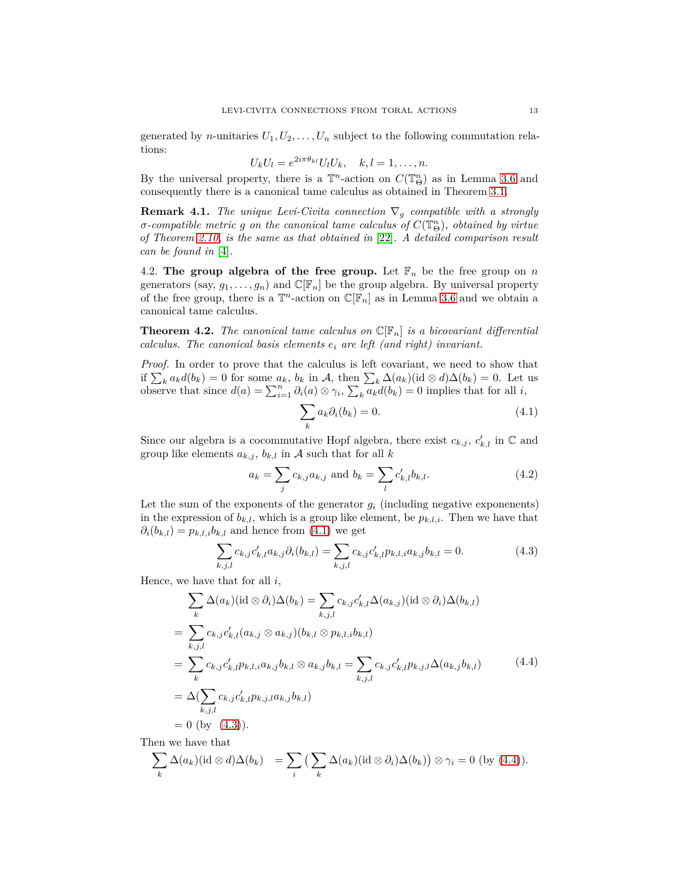generated by $n$-unitaries $U_1, U_2, \ldots, U_n$ subject to the following commutation relations:

$$U_k U_l = e^{2i\pi\theta_{kl}} U_l U_k, \quad k, l = 1, \ldots, n.$$

By the universal property, there is a $\mathbb{T}^n$-action on $C(\mathbb{T}^n_\Theta)$ as in Lemma 3.6 and consequently there is a canonical tame calculus as obtained in Theorem 3.1.

**Remark 4.1.** *The unique Levi-Civita connection $\nabla_g$ compatible with a strongly $\sigma$-compatible metric $g$ on the canonical tame calculus of $C(\mathbb{T}^n_\Theta)$, obtained by virtue of Theorem 2.10, is the same as that obtained in [22]. A detailed comparison result can be found in [4].*

4.2. **The group algebra of the free group.** Let $\mathbb{F}_n$ be the free group on $n$ generators (say, $g_1, \ldots, g_n$) and $\mathbb{C}[\mathbb{F}_n]$ be the group algebra. By universal property of the free group, there is a $\mathbb{T}^n$-action on $\mathbb{C}[\mathbb{F}_n]$ as in Lemma 3.6 and we obtain a canonical tame calculus.

**Theorem 4.2.** *The canonical tame calculus on $\mathbb{C}[\mathbb{F}_n]$ is a bicovariant differential calculus. The canonical basis elements $e_i$ are left (and right) invariant.*

*Proof.* In order to prove that the calculus is left covariant, we need to show that if $\sum_k a_k d(b_k) = 0$ for some $a_k$, $b_k$ in $\mathcal{A}$, then $\sum_k \Delta(a_k)(\mathrm{id} \otimes d)\Delta(b_k) = 0$. Let us observe that since $d(a) = \sum_{i=1}^n \partial_i(a) \otimes \gamma_i$, $\sum_k a_k d(b_k) = 0$ implies that for all $i$,

$$\sum_k a_k \partial_i(b_k) = 0. \tag{4.1}$$

Since our algebra is a cocommutative Hopf algebra, there exist $c_{k,j}$, $c'_{k,l}$ in $\mathbb{C}$ and group like elements $a_{k,j}$, $b_{k,l}$ in $\mathcal{A}$ such that for all $k$

$$a_k = \sum_j c_{k,j} a_{k,j} \text{ and } b_k = \sum_l c'_{k,l} b_{k,l}. \tag{4.2}$$

Let the sum of the exponents of the generator $g_i$ (including negative exponenents) in the expression of $b_{k,l}$, which is a group like element, be $p_{k,l,i}$. Then we have that $\partial_i(b_{k,l}) = p_{k,l,i} b_{k,l}$ and hence from (4.1) we get

$$\sum_{k,j,l} c_{k,j} c'_{k,l} a_{k,j} \partial_i(b_{k,l}) = \sum_{k,j,l} c_{k,j} c'_{k,l} p_{k,l,i} a_{k,j} b_{k,l} = 0. \tag{4.3}$$

Hence, we have that for all $i$,

$$\begin{aligned}
&\sum_k \Delta(a_k)(\mathrm{id} \otimes \partial_i)\Delta(b_k) = \sum_{k,j,l} c_{k,j} c'_{k,l} \Delta(a_{k,j})(\mathrm{id} \otimes \partial_i)\Delta(b_{k,l}) \\
&= \sum_{k,j,l} c_{k,j} c'_{k,l} (a_{k,j} \otimes a_{k,j})(b_{k,l} \otimes p_{k,l,i} b_{k,l}) \\
&= \sum_k c_{k,j} c'_{k,l} p_{k,l,i} a_{k,j} b_{k,l} \otimes a_{k,j} b_{k,l} = \sum_{k,j,l} c_{k,j} c'_{k,l} p_{k,j,l} \Delta(a_{k,j} b_{k,l}) \\
&= \Delta(\sum_{k,j,l} c_{k,j} c'_{k,l} p_{k,j,l} a_{k,j} b_{k,l}) \\
&= 0 \text{ (by (4.3))}.
\end{aligned} \tag{4.4}$$

Then we have that

$$\sum_k \Delta(a_k)(\mathrm{id} \otimes d)\Delta(b_k) \quad = \sum_i \big( \sum_k \Delta(a_k)(\mathrm{id} \otimes \partial_i)\Delta(b_k) \big) \otimes \gamma_i = 0 \text{ (by (4.4))}.$$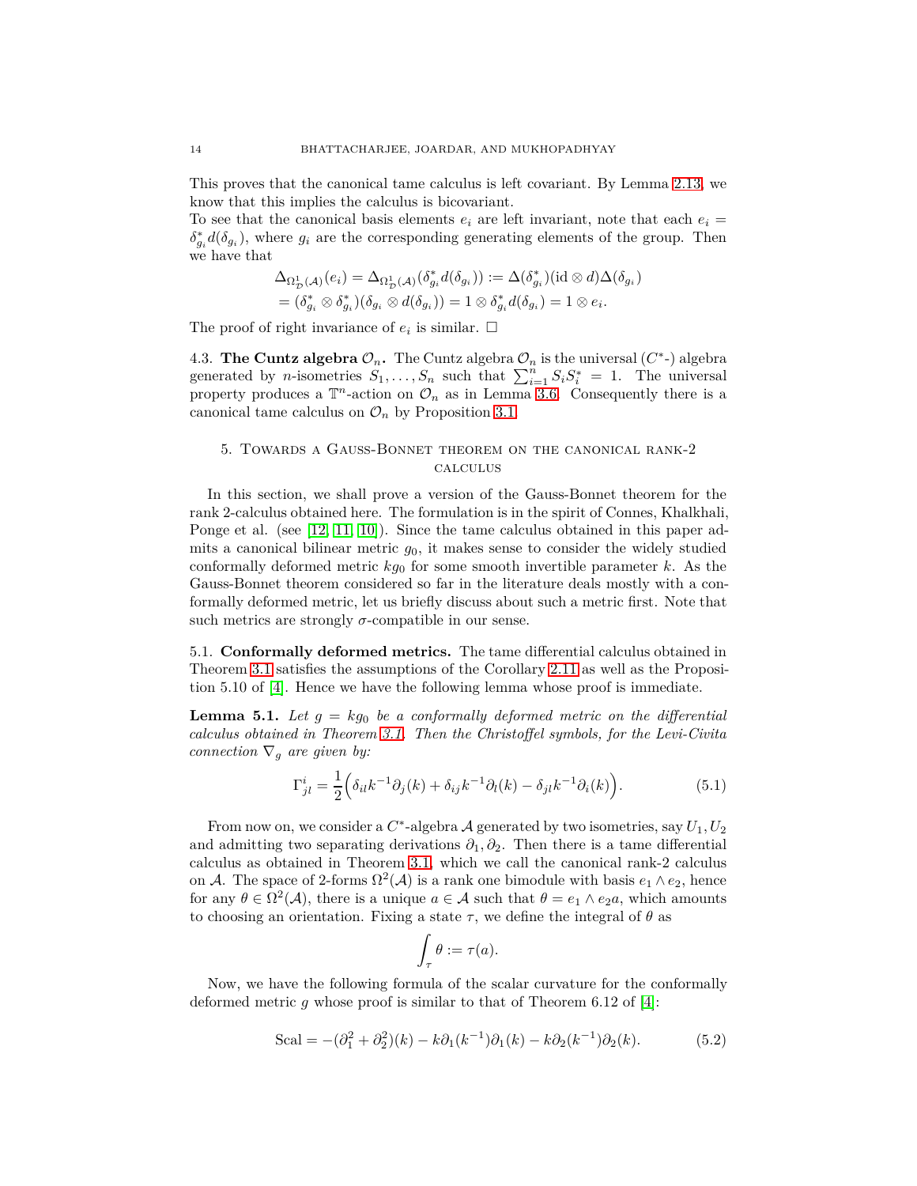This proves that the canonical tame calculus is left covariant. By Lemma 2.13, we know that this implies the calculus is bicovariant.
To see that the canonical basis elements $e_i$ are left invariant, note that each $e_i = \delta^*_{g_i} d(\delta_{g_i})$, where $g_i$ are the corresponding generating elements of the group. Then we have that

$$
\begin{aligned}
&\Delta_{\Omega^1_{\mathcal{D}}(\mathcal{A})}(e_i) = \Delta_{\Omega^1_{\mathcal{D}}(\mathcal{A})}(\delta^*_{g_i} d(\delta_{g_i})) := \Delta(\delta^*_{g_i})(\mathrm{id} \otimes d)\Delta(\delta_{g_i}) \\
&= (\delta^*_{g_i} \otimes \delta^*_{g_i})(\delta_{g_i} \otimes d(\delta_{g_i})) = 1 \otimes \delta^*_{g_i} d(\delta_{g_i}) = 1 \otimes e_i.
\end{aligned}
$$

The proof of right invariance of $e_i$ is similar. $\square$

4.3. **The Cuntz algebra $\mathcal{O}_n$.** The Cuntz algebra $\mathcal{O}_n$ is the universal ($C^*$-) algebra generated by $n$-isometries $S_1, \ldots, S_n$ such that $\sum_{i=1}^n S_i S_i^* = 1$. The universal property produces a $\mathbb{T}^n$-action on $\mathcal{O}_n$ as in Lemma 3.6. Consequently there is a canonical tame calculus on $\mathcal{O}_n$ by Proposition 3.1.

## 5. Towards a Gauss-Bonnet theorem on the canonical rank-2 calculus

In this section, we shall prove a version of the Gauss-Bonnet theorem for the rank 2-calculus obtained here. The formulation is in the spirit of Connes, Khalkhali, Ponge et al. (see [12, 11, 10]). Since the tame calculus obtained in this paper admits a canonical bilinear metric $g_0$, it makes sense to consider the widely studied conformally deformed metric $kg_0$ for some smooth invertible parameter $k$. As the Gauss-Bonnet theorem considered so far in the literature deals mostly with a conformally deformed metric, let us briefly discuss about such a metric first. Note that such metrics are strongly $\sigma$-compatible in our sense.

5.1. **Conformally deformed metrics.** The tame differential calculus obtained in Theorem 3.1 satisfies the assumptions of the Corollary 2.11 as well as the Proposition 5.10 of [4]. Hence we have the following lemma whose proof is immediate.

**Lemma 5.1.** *Let $g = kg_0$ be a conformally deformed metric on the differential calculus obtained in Theorem 3.1. Then the Christoffel symbols, for the Levi-Civita connection $\nabla_g$ are given by:*

$$
\Gamma^i_{jl} = \frac{1}{2}\Big(\delta_{il} k^{-1} \partial_j(k) + \delta_{ij} k^{-1} \partial_l(k) - \delta_{jl} k^{-1} \partial_i(k)\Big). \tag{5.1}
$$

From now on, we consider a $C^*$-algebra $\mathcal{A}$ generated by two isometries, say $U_1, U_2$ and admitting two separating derivations $\partial_1, \partial_2$. Then there is a tame differential calculus as obtained in Theorem 3.1, which we call the canonical rank-2 calculus on $\mathcal{A}$. The space of 2-forms $\Omega^2(\mathcal{A})$ is a rank one bimodule with basis $e_1 \wedge e_2$, hence for any $\theta \in \Omega^2(\mathcal{A})$, there is a unique $a \in \mathcal{A}$ such that $\theta = e_1 \wedge e_2 a$, which amounts to choosing an orientation. Fixing a state $\tau$, we define the integral of $\theta$ as

$$
\int_\tau \theta := \tau(a).
$$

Now, we have the following formula of the scalar curvature for the conformally deformed metric $g$ whose proof is similar to that of Theorem 6.12 of [4]:

$$
\mathrm{Scal} = -(\partial_1^2 + \partial_2^2)(k) - k\partial_1(k^{-1})\partial_1(k) - k\partial_2(k^{-1})\partial_2(k). \tag{5.2}
$$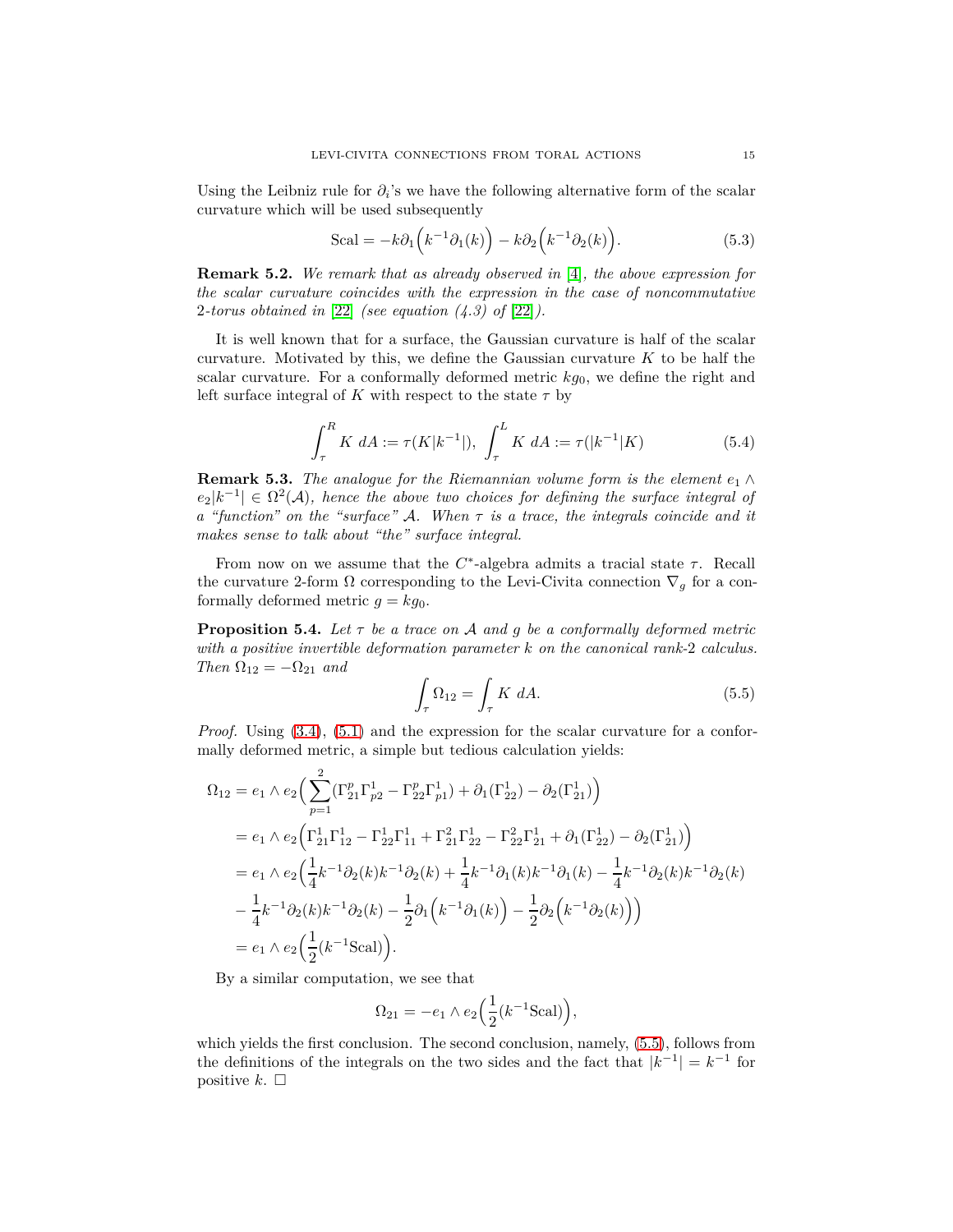Using the Leibniz rule for $\partial_i$'s we have the following alternative form of the scalar curvature which will be used subsequently

$$\text{Scal} = -k\partial_1\Big(k^{-1}\partial_1(k)\Big) - k\partial_2\Big(k^{-1}\partial_2(k)\Big). \tag{5.3}$$

**Remark 5.2.** *We remark that as already observed in [4], the above expression for the scalar curvature coincides with the expression in the case of noncommutative 2-torus obtained in [22] (see equation (4.3) of [22]).*

It is well known that for a surface, the Gaussian curvature is half of the scalar curvature. Motivated by this, we define the Gaussian curvature $K$ to be half the scalar curvature. For a conformally deformed metric $kg_0$, we define the right and left surface integral of $K$ with respect to the state $\tau$ by

$$\int_\tau^R K\ dA := \tau(K|k^{-1}|),\ \int_\tau^L K\ dA := \tau(|k^{-1}|K) \tag{5.4}$$

**Remark 5.3.** *The analogue for the Riemannian volume form is the element $e_1 \wedge e_2|k^{-1}| \in \Omega^2(\mathcal{A})$, hence the above two choices for defining the surface integral of a "function" on the "surface" $\mathcal{A}$. When $\tau$ is a trace, the integrals coincide and it makes sense to talk about "the" surface integral.*

From now on we assume that the $C^*$-algebra admits a tracial state $\tau$. Recall the curvature 2-form $\Omega$ corresponding to the Levi-Civita connection $\nabla_g$ for a conformally deformed metric $g = kg_0$.

**Proposition 5.4.** *Let $\tau$ be a trace on $\mathcal{A}$ and $g$ be a conformally deformed metric with a positive invertible deformation parameter $k$ on the canonical rank-2 calculus. Then $\Omega_{12} = -\Omega_{21}$ and*

$$\int_\tau \Omega_{12} = \int_\tau K\ dA. \tag{5.5}$$

*Proof.* Using (3.4), (5.1) and the expression for the scalar curvature for a conformally deformed metric, a simple but tedious calculation yields:

$$\begin{aligned}
\Omega_{12} &= e_1 \wedge e_2\Big(\sum_{p=1}^{2}(\Gamma^p_{21}\Gamma^1_{p2} - \Gamma^p_{22}\Gamma^1_{p1}) + \partial_1(\Gamma^1_{22}) - \partial_2(\Gamma^1_{21})\Big)\\
&= e_1 \wedge e_2\Big(\Gamma^1_{21}\Gamma^1_{12} - \Gamma^1_{22}\Gamma^1_{11} + \Gamma^2_{21}\Gamma^1_{22} - \Gamma^2_{22}\Gamma^1_{21} + \partial_1(\Gamma^1_{22}) - \partial_2(\Gamma^1_{21})\Big)\\
&= e_1 \wedge e_2\Big(\frac{1}{4}k^{-1}\partial_2(k)k^{-1}\partial_2(k) + \frac{1}{4}k^{-1}\partial_1(k)k^{-1}\partial_1(k) - \frac{1}{4}k^{-1}\partial_2(k)k^{-1}\partial_2(k)\\
&\quad - \frac{1}{4}k^{-1}\partial_2(k)k^{-1}\partial_2(k) - \frac{1}{2}\partial_1\Big(k^{-1}\partial_1(k)\Big) - \frac{1}{2}\partial_2\Big(k^{-1}\partial_2(k)\Big)\Big)\\
&= e_1 \wedge e_2\Big(\frac{1}{2}(k^{-1}\text{Scal})\Big).
\end{aligned}$$

By a similar computation, we see that

$$\Omega_{21} = -e_1 \wedge e_2\Big(\frac{1}{2}(k^{-1}\text{Scal})\Big),$$

which yields the first conclusion. The second conclusion, namely, (5.5), follows from the definitions of the integrals on the two sides and the fact that $|k^{-1}| = k^{-1}$ for positive $k$. $\square$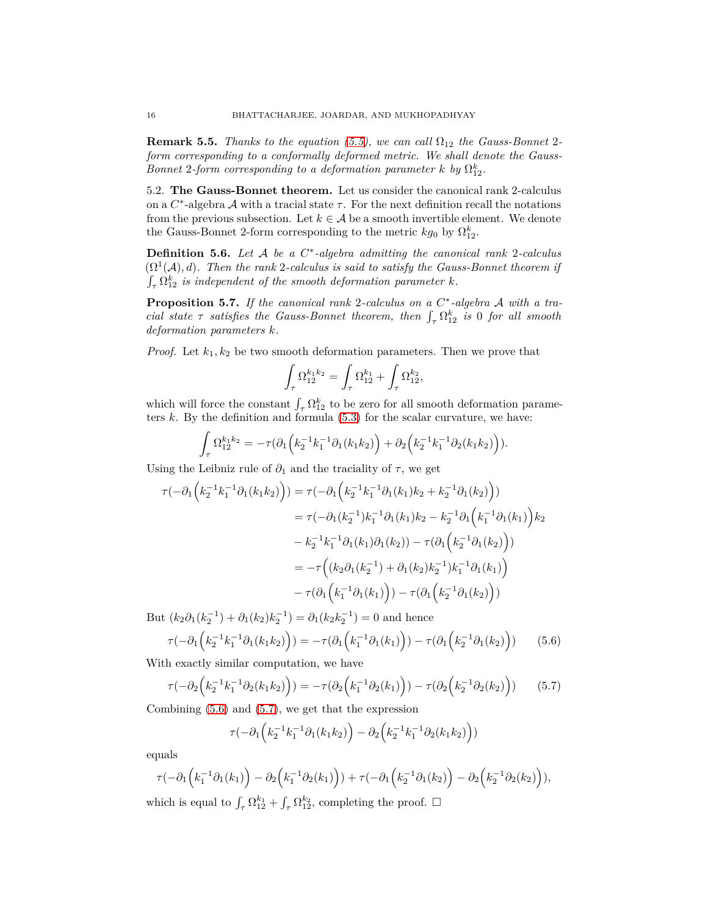**Remark 5.5.** *Thanks to the equation (5.5), we can call $\Omega_{12}$ the Gauss-Bonnet 2-form corresponding to a conformally deformed metric. We shall denote the Gauss-Bonnet 2-form corresponding to a deformation parameter $k$ by $\Omega_{12}^k$.*

5.2. **The Gauss-Bonnet theorem.** Let us consider the canonical rank 2-calculus on a $C^*$-algebra $\mathcal{A}$ with a tracial state $\tau$. For the next definition recall the notations from the previous subsection. Let $k \in \mathcal{A}$ be a smooth invertible element. We denote the Gauss-Bonnet 2-form corresponding to the metric $kg_0$ by $\Omega_{12}^k$.

**Definition 5.6.** *Let $\mathcal{A}$ be a $C^*$-algebra admitting the canonical rank 2-calculus $(\Omega^1(\mathcal{A}), d)$. Then the rank 2-calculus is said to satisfy the Gauss-Bonnet theorem if $\int_\tau \Omega_{12}^k$ is independent of the smooth deformation parameter $k$.*

**Proposition 5.7.** *If the canonical rank 2-calculus on a $C^*$-algebra $\mathcal{A}$ with a tracial state $\tau$ satisfies the Gauss-Bonnet theorem, then $\int_\tau \Omega_{12}^k$ is 0 for all smooth deformation parameters $k$.*

*Proof.* Let $k_1, k_2$ be two smooth deformation parameters. Then we prove that

$$\int_\tau \Omega_{12}^{k_1 k_2} = \int_\tau \Omega_{12}^{k_1} + \int_\tau \Omega_{12}^{k_2},$$

which will force the constant $\int_\tau \Omega_{12}^k$ to be zero for all smooth deformation parameters $k$. By the definition and formula (5.3) for the scalar curvature, we have:

$$\int_\tau \Omega_{12}^{k_1 k_2} = -\tau(\partial_1\Big(k_2^{-1}k_1^{-1}\partial_1(k_1k_2)\Big) + \partial_2\Big(k_2^{-1}k_1^{-1}\partial_2(k_1k_2)\Big)).$$

Using the Leibniz rule of $\partial_1$ and the traciality of $\tau$, we get

$$\begin{aligned}
\tau(-\partial_1\Big(k_2^{-1}k_1^{-1}\partial_1(k_1k_2)\Big)) &= \tau(-\partial_1\Big(k_2^{-1}k_1^{-1}\partial_1(k_1)k_2 + k_2^{-1}\partial_1(k_2)\Big)) \\
&= \tau(-\partial_1(k_2^{-1})k_1^{-1}\partial_1(k_1)k_2 - k_2^{-1}\partial_1\Big(k_1^{-1}\partial_1(k_1)\Big)k_2 \\
&\quad - k_2^{-1}k_1^{-1}\partial_1(k_1)\partial_1(k_2)) - \tau(\partial_1\Big(k_2^{-1}\partial_1(k_2)\Big)) \\
&= -\tau\Big((k_2\partial_1(k_2^{-1}) + \partial_1(k_2)k_2^{-1})k_1^{-1}\partial_1(k_1)\Big) \\
&\quad - \tau(\partial_1\Big(k_1^{-1}\partial_1(k_1)\Big)) - \tau(\partial_1\Big(k_2^{-1}\partial_1(k_2)\Big))
\end{aligned}$$

But $(k_2\partial_1(k_2^{-1}) + \partial_1(k_2)k_2^{-1}) = \partial_1(k_2k_2^{-1}) = 0$ and hence

$$\tau(-\partial_1\Big(k_2^{-1}k_1^{-1}\partial_1(k_1k_2)\Big)) = -\tau(\partial_1\Big(k_1^{-1}\partial_1(k_1)\Big)) - \tau(\partial_1\Big(k_2^{-1}\partial_1(k_2)\Big)) \tag{5.6}$$

With exactly similar computation, we have

$$\tau(-\partial_2\Big(k_2^{-1}k_1^{-1}\partial_2(k_1k_2)\Big)) = -\tau(\partial_2\Big(k_1^{-1}\partial_2(k_1)\Big)) - \tau(\partial_2\Big(k_2^{-1}\partial_2(k_2)\Big)) \tag{5.7}$$

Combining (5.6) and (5.7), we get that the expression

$$\tau(-\partial_1\Big(k_2^{-1}k_1^{-1}\partial_1(k_1k_2)\Big) - \partial_2\Big(k_2^{-1}k_1^{-1}\partial_2(k_1k_2)\Big))$$

equals

$$\tau(-\partial_1\Big(k_1^{-1}\partial_1(k_1)\Big) - \partial_2\Big(k_1^{-1}\partial_2(k_1)\Big)) + \tau(-\partial_1\Big(k_2^{-1}\partial_1(k_2)\Big) - \partial_2\Big(k_2^{-1}\partial_2(k_2)\Big)),$$

which is equal to $\int_\tau \Omega_{12}^{k_1} + \int_\tau \Omega_{12}^{k_2}$, completing the proof. $\square$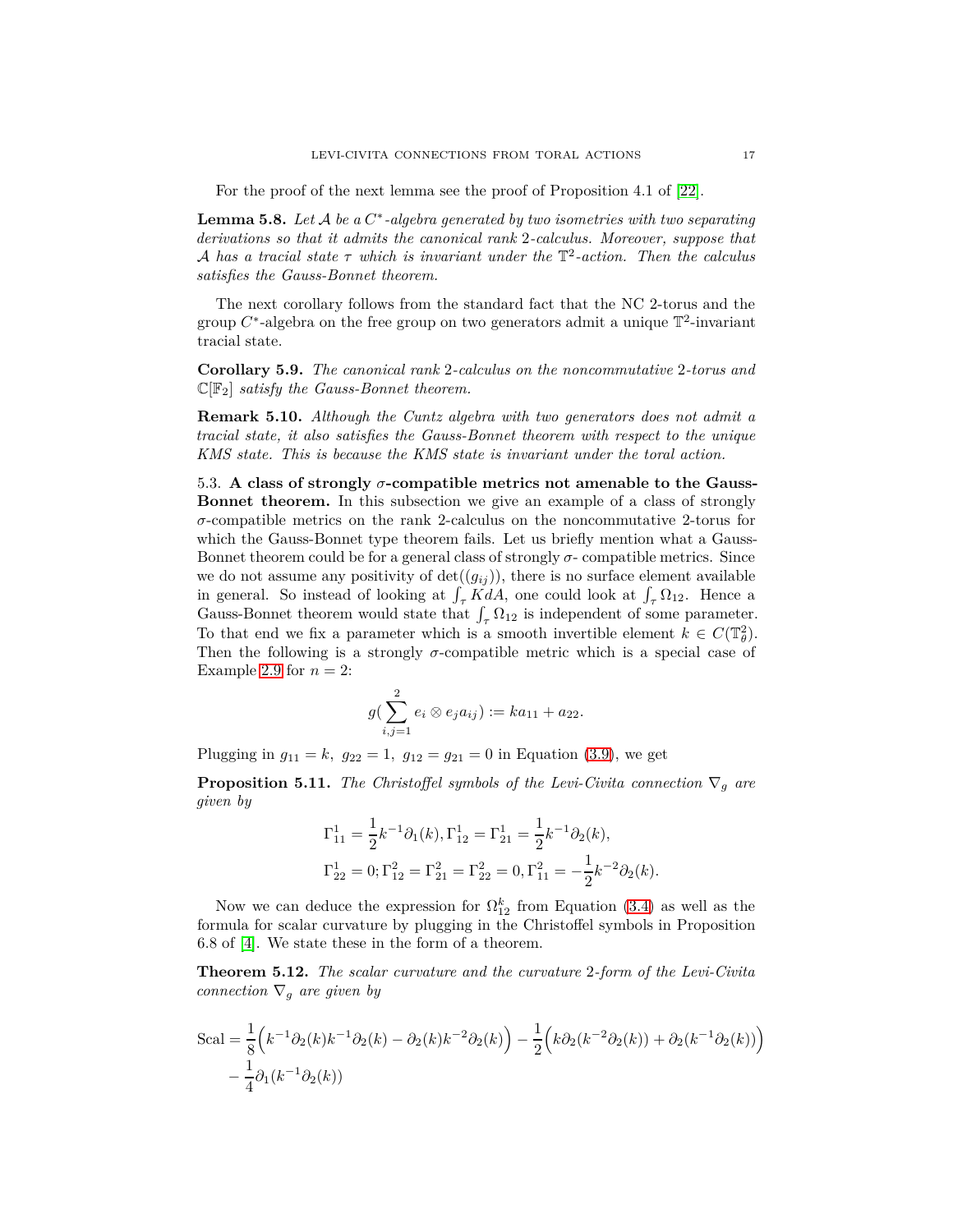For the proof of the next lemma see the proof of Proposition 4.1 of [22].

**Lemma 5.8.** *Let $\mathcal{A}$ be a $C^*$-algebra generated by two isometries with two separating derivations so that it admits the canonical rank 2-calculus. Moreover, suppose that $\mathcal{A}$ has a tracial state $\tau$ which is invariant under the $\mathbb{T}^2$-action. Then the calculus satisfies the Gauss-Bonnet theorem.*

The next corollary follows from the standard fact that the NC 2-torus and the group $C^*$-algebra on the free group on two generators admit a unique $\mathbb{T}^2$-invariant tracial state.

**Corollary 5.9.** *The canonical rank 2-calculus on the noncommutative 2-torus and $\mathbb{C}[\mathbb{F}_2]$ satisfy the Gauss-Bonnet theorem.*

**Remark 5.10.** *Although the Cuntz algebra with two generators does not admit a tracial state, it also satisfies the Gauss-Bonnet theorem with respect to the unique KMS state. This is because the KMS state is invariant under the toral action.*

5.3. **A class of strongly $\sigma$-compatible metrics not amenable to the Gauss-Bonnet theorem.** In this subsection we give an example of a class of strongly $\sigma$-compatible metrics on the rank 2-calculus on the noncommutative 2-torus for which the Gauss-Bonnet type theorem fails. Let us briefly mention what a Gauss-Bonnet theorem could be for a general class of strongly $\sigma$- compatible metrics. Since we do not assume any positivity of $\det((g_{ij}))$, there is no surface element available in general. So instead of looking at $\int_\tau K dA$, one could look at $\int_\tau \Omega_{12}$. Hence a Gauss-Bonnet theorem would state that $\int_\tau \Omega_{12}$ is independent of some parameter. To that end we fix a parameter which is a smooth invertible element $k \in C(\mathbb{T}^2_\theta)$. Then the following is a strongly $\sigma$-compatible metric which is a special case of Example 2.9 for $n = 2$:

$$g(\sum_{i,j=1}^{2} e_i \otimes e_j a_{ij}) := k a_{11} + a_{22}.$$

Plugging in $g_{11} = k,\ g_{22} = 1,\ g_{12} = g_{21} = 0$ in Equation (3.9), we get

**Proposition 5.11.** *The Christoffel symbols of the Levi-Civita connection $\nabla_g$ are given by*

$$\Gamma^1_{11} = \frac{1}{2} k^{-1} \partial_1(k), \Gamma^1_{12} = \Gamma^1_{21} = \frac{1}{2} k^{-1} \partial_2(k),$$
$$\Gamma^1_{22} = 0; \Gamma^2_{12} = \Gamma^2_{21} = \Gamma^2_{22} = 0, \Gamma^2_{11} = -\frac{1}{2} k^{-2} \partial_2(k).$$

Now we can deduce the expression for $\Omega^k_{12}$ from Equation (3.4) as well as the formula for scalar curvature by plugging in the Christoffel symbols in Proposition 6.8 of [4]. We state these in the form of a theorem.

**Theorem 5.12.** *The scalar curvature and the curvature 2-form of the Levi-Civita connection $\nabla_g$ are given by*

$$\begin{aligned}
\mathrm{Scal} = {} & \frac{1}{8}\Big(k^{-1}\partial_2(k)k^{-1}\partial_2(k) - \partial_2(k)k^{-2}\partial_2(k)\Big) - \frac{1}{2}\Big(k\partial_2(k^{-2}\partial_2(k)) + \partial_2(k^{-1}\partial_2(k))\Big) \\
& - \frac{1}{4}\partial_1(k^{-1}\partial_2(k))
\end{aligned}$$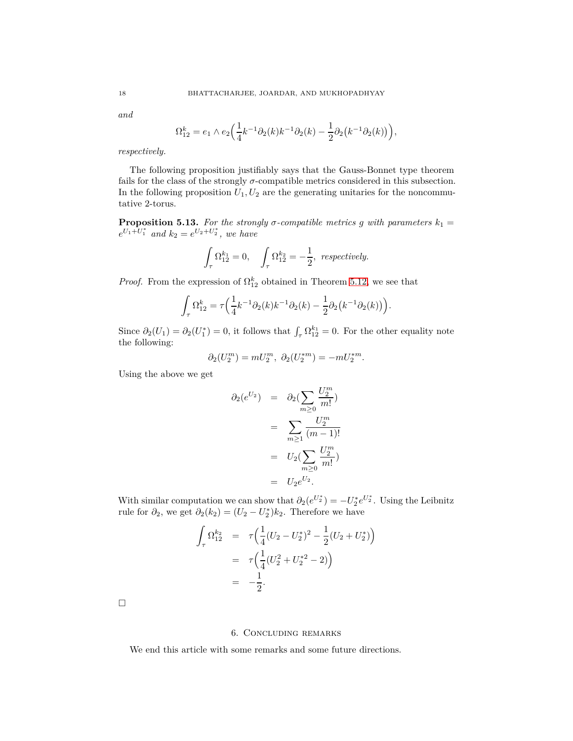*and*

$$\Omega_{12}^{k} = e_1 \wedge e_2\Big(\frac{1}{4}k^{-1}\partial_2(k)k^{-1}\partial_2(k) - \frac{1}{2}\partial_2\big(k^{-1}\partial_2(k)\big)\Big),$$

*respectively.*

The following proposition justifiably says that the Gauss-Bonnet type theorem fails for the class of the strongly $\sigma$-compatible metrics considered in this subsection. In the following proposition $U_1, U_2$ are the generating unitaries for the noncommutative 2-torus.

**Proposition 5.13.** *For the strongly $\sigma$-compatible metrics $g$ with parameters $k_1 = e^{U_1+U_1^*}$ and $k_2 = e^{U_2+U_2^*}$, we have*

$$\int_\tau \Omega_{12}^{k_1} = 0, \quad \int_\tau \Omega_{12}^{k_2} = -\frac{1}{2}, \text{ respectively.}$$

*Proof.* From the expression of $\Omega_{12}^{k}$ obtained in Theorem 5.12, we see that

$$\int_\tau \Omega_{12}^{k} = \tau\Big(\frac{1}{4}k^{-1}\partial_2(k)k^{-1}\partial_2(k) - \frac{1}{2}\partial_2\big(k^{-1}\partial_2(k)\big)\Big).$$

Since $\partial_2(U_1) = \partial_2(U_1^*) = 0$, it follows that $\int_\tau \Omega_{12}^{k_1} = 0$. For the other equality note the following:

$$\partial_2(U_2^m) = mU_2^m,\ \partial_2(U_2^{*m}) = -mU_2^{*m}.$$

Using the above we get

$$\begin{aligned}
\partial_2(e^{U_2}) &= \partial_2\Big(\sum_{m\geq 0}\frac{U_2^m}{m!}\Big)\\
&= \sum_{m\geq 1}\frac{U_2^m}{(m-1)!}\\
&= U_2\Big(\sum_{m\geq 0}\frac{U_2^m}{m!}\Big)\\
&= U_2 e^{U_2}.
\end{aligned}$$

With similar computation we can show that $\partial_2(e^{U_2^*}) = -U_2^* e^{U_2^*}$. Using the Leibnitz rule for $\partial_2$, we get $\partial_2(k_2) = (U_2 - U_2^*)k_2$. Therefore we have

$$\begin{aligned}
\int_\tau \Omega_{12}^{k_2} &= \tau\Big(\frac{1}{4}(U_2 - U_2^*)^2 - \frac{1}{2}(U_2 + U_2^*)\Big)\\
&= \tau\Big(\frac{1}{4}(U_2^2 + U_2^{*2} - 2)\Big)\\
&= -\frac{1}{2}.
\end{aligned}$$

□

## 6. Concluding remarks

We end this article with some remarks and some future directions.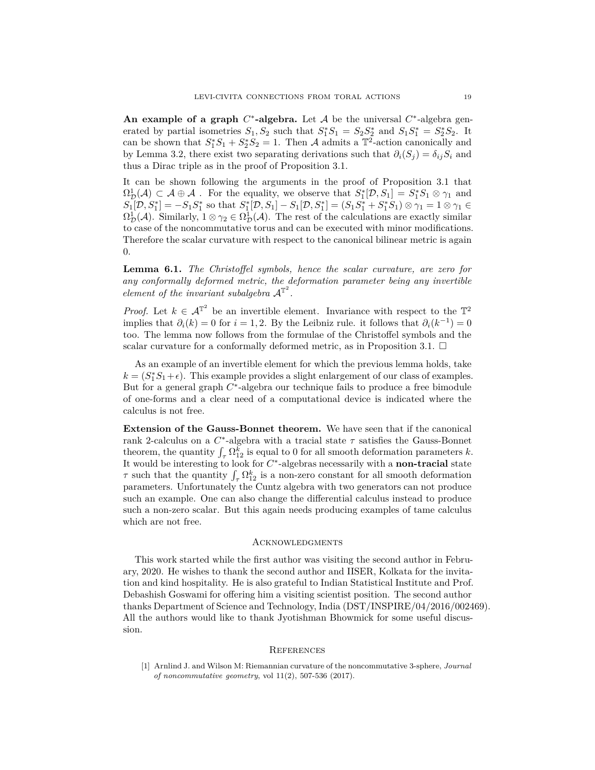**An example of a graph $C^*$-algebra.** Let $\mathcal{A}$ be the universal $C^*$-algebra generated by partial isometries $S_1, S_2$ such that $S_1^*S_1 = S_2S_2^*$ and $S_1S_1^* = S_2^*S_2$. It can be shown that $S_1^*S_1 + S_2^*S_2 = 1$. Then $\mathcal{A}$ admits a $\mathbb{T}^2$-action canonically and by Lemma 3.2, there exist two separating derivations such that $\partial_i(S_j) = \delta_{ij}S_i$ and thus a Dirac triple as in the proof of Proposition 3.1.

It can be shown following the arguments in the proof of Proposition 3.1 that $\Omega^1_{\mathcal{D}}(\mathcal{A}) \subset \mathcal{A} \oplus \mathcal{A}$ . For the equality, we observe that $S_1^*[\mathcal{D}, S_1] = S_1^*S_1 \otimes \gamma_1$ and $S_1[\mathcal{D}, S_1^*] = -S_1S_1^*$ so that $S_1^*[\mathcal{D}, S_1] - S_1[\mathcal{D}, S_1^*] = (S_1S_1^* + S_1^*S_1) \otimes \gamma_1 = 1 \otimes \gamma_1 \in \Omega^1_{\mathcal{D}}(\mathcal{A})$. Similarly, $1 \otimes \gamma_2 \in \Omega^1_{\mathcal{D}}(\mathcal{A})$. The rest of the calculations are exactly similar to case of the noncommutative torus and can be executed with minor modifications. Therefore the scalar curvature with respect to the canonical bilinear metric is again 0.

**Lemma 6.1.** *The Christoffel symbols, hence the scalar curvature, are zero for any conformally deformed metric, the deformation parameter being any invertible element of the invariant subalgebra $\mathcal{A}^{\mathbb{T}^2}$.*

*Proof.* Let $k \in \mathcal{A}^{\mathbb{T}^2}$ be an invertible element. Invariance with respect to the $\mathbb{T}^2$ implies that $\partial_i(k) = 0$ for $i = 1, 2$. By the Leibniz rule. it follows that $\partial_i(k^{-1}) = 0$ too. The lemma now follows from the formulae of the Christoffel symbols and the scalar curvature for a conformally deformed metric, as in Proposition 3.1. $\square$

As an example of an invertible element for which the previous lemma holds, take $k = (S_1^*S_1 + \epsilon)$. This example provides a slight enlargement of our class of examples. But for a general graph $C^*$-algebra our technique fails to produce a free bimodule of one-forms and a clear need of a computational device is indicated where the calculus is not free.

**Extension of the Gauss-Bonnet theorem.** We have seen that if the canonical rank 2-calculus on a $C^*$-algebra with a tracial state $\tau$ satisfies the Gauss-Bonnet theorem, the quantity $\int_\tau \Omega^k_{12}$ is equal to 0 for all smooth deformation parameters $k$. It would be interesting to look for $C^*$-algebras necessarily with a **non-tracial** state $\tau$ such that the quantity $\int_\tau \Omega^k_{12}$ is a non-zero constant for all smooth deformation parameters. Unfortunately the Cuntz algebra with two generators can not produce such an example. One can also change the differential calculus instead to produce such a non-zero scalar. But this again needs producing examples of tame calculus which are not free.

## Acknowledgments

This work started while the first author was visiting the second author in February, 2020. He wishes to thank the second author and IISER, Kolkata for the invitation and kind hospitality. He is also grateful to Indian Statistical Institute and Prof. Debashish Goswami for offering him a visiting scientist position. The second author thanks Department of Science and Technology, India (DST/INSPIRE/04/2016/002469). All the authors would like to thank Jyotishman Bhowmick for some useful discussion.

## References

[1] Arnlind J. and Wilson M: Riemannian curvature of the noncommutative 3-sphere, *Journal of noncommutative geometry*, vol 11(2), 507-536 (2017).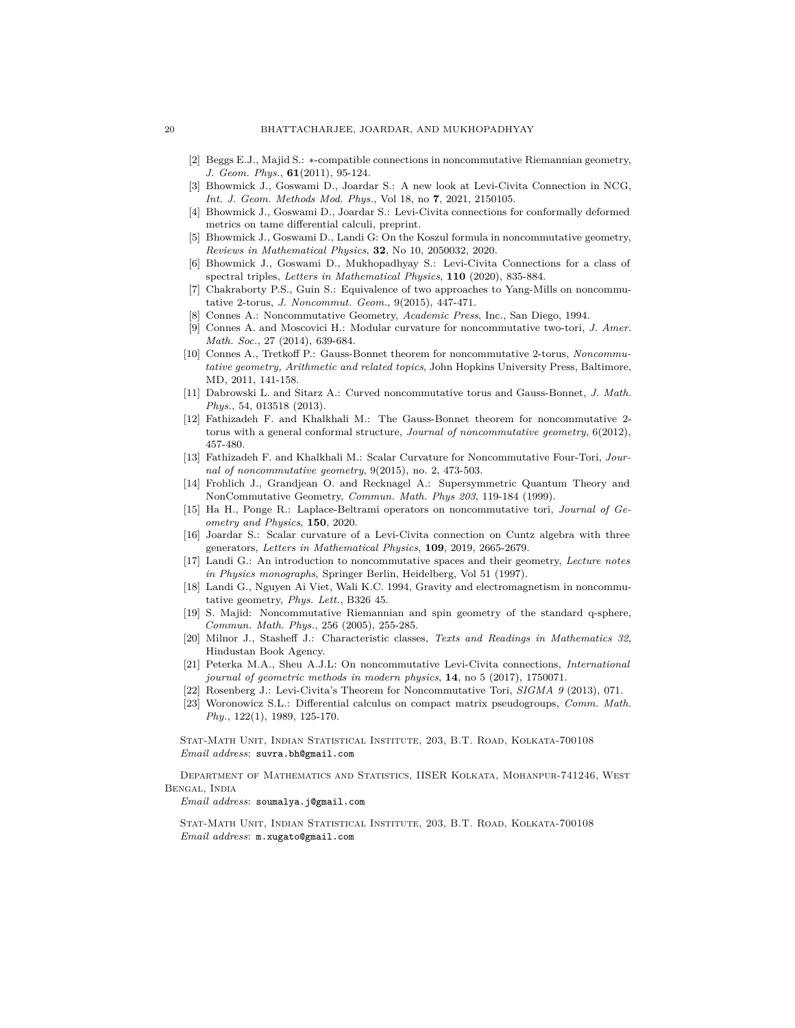[2] Beggs E.J., Majid S.: $*$-compatible connections in noncommutative Riemannian geometry, *J. Geom. Phys.*, **61**(2011), 95-124.

[3] Bhowmick J., Goswami D., Joardar S.: A new look at Levi-Civita Connection in NCG, *Int. J. Geom. Methods Mod. Phys.*, Vol 18, no **7**, 2021, 2150105.

[4] Bhowmick J., Goswami D., Joardar S.: Levi-Civita connections for conformally deformed metrics on tame differential calculi, preprint.

[5] Bhowmick J., Goswami D., Landi G: On the Koszul formula in noncommutative geometry, *Reviews in Mathematical Physics*, **32**, No 10, 2050032, 2020.

[6] Bhowmick J., Goswami D., Mukhopadhyay S.: Levi-Civita Connections for a class of spectral triples, *Letters in Mathematical Physics*, **110** (2020), 835-884.

[7] Chakraborty P.S., Guin S.: Equivalence of two approaches to Yang-Mills on noncommutative 2-torus, *J. Noncommut. Geom.*, 9(2015), 447-471.

[8] Connes A.: Noncommutative Geometry, *Academic Press*, Inc., San Diego, 1994.

[9] Connes A. and Moscovici H.: Modular curvature for noncommutative two-tori, *J. Amer. Math. Soc.*, 27 (2014), 639-684.

[10] Connes A., Tretkoff P.: Gauss-Bonnet theorem for noncommutative 2-torus, *Noncommutative geometry, Arithmetic and related topics*, John Hopkins University Press, Baltimore, MD, 2011, 141-158.

[11] Dabrowski L. and Sitarz A.: Curved noncommutative torus and Gauss-Bonnet, *J. Math. Phys.*, 54, 013518 (2013).

[12] Fathizadeh F. and Khalkhali M.: The Gauss-Bonnet theorem for noncommutative 2-torus with a general conformal structure, *Journal of noncommutative geometry*, 6(2012), 457-480.

[13] Fathizadeh F. and Khalkhali M.: Scalar Curvature for Noncommutative Four-Tori, *Journal of noncommutative geometry*, 9(2015), no. 2, 473-503.

[14] Frohlich J., Grandjean O. and Recknagel A.: Supersymmetric Quantum Theory and NonCommutative Geometry, *Commun. Math. Phys 203*, 119-184 (1999).

[15] Ha H., Ponge R.: Laplace-Beltrami operators on noncommutative tori, *Journal of Geometry and Physics*, **150**, 2020.

[16] Joardar S.: Scalar curvature of a Levi-Civita connection on Cuntz algebra with three generators, *Letters in Mathematical Physics*, **109**, 2019, 2665-2679.

[17] Landi G.: An introduction to noncommutative spaces and their geometry, *Lecture notes in Physics monographs*, Springer Berlin, Heidelberg, Vol 51 (1997).

[18] Landi G., Nguyen Ai Viet, Wali K.C. 1994, Gravity and electromagnetism in noncommutative geometry, *Phys. Lett.*, B326 45.

[19] S. Majid: Noncommutative Riemannian and spin geometry of the standard q-sphere, *Commun. Math. Phys.*, 256 (2005), 255-285.

[20] Milnor J., Stasheff J.: Characteristic classes, *Texts and Readings in Mathematics 32*, Hindustan Book Agency.

[21] Peterka M.A., Sheu A.J.L: On noncommutative Levi-Civita connections, *International journal of geometric methods in modern physics*, **14**, no 5 (2017), 1750071.

[22] Rosenberg J.: Levi-Civita's Theorem for Noncommutative Tori, *SIGMA 9* (2013), 071.

[23] Woronowicz S.L.: Differential calculus on compact matrix pseudogroups, *Comm. Math. Phy.*, 122(1), 1989, 125-170.

Stat-Math Unit, Indian Statistical Institute, 203, B.T. Road, Kolkata-700108
*Email address*: suvra.bh@gmail.com

Department of Mathematics and Statistics, IISER Kolkata, Mohanpur-741246, West Bengal, India
*Email address*: soumalya.j@gmail.com

Stat-Math Unit, Indian Statistical Institute, 203, B.T. Road, Kolkata-700108
*Email address*: m.xugato@gmail.com